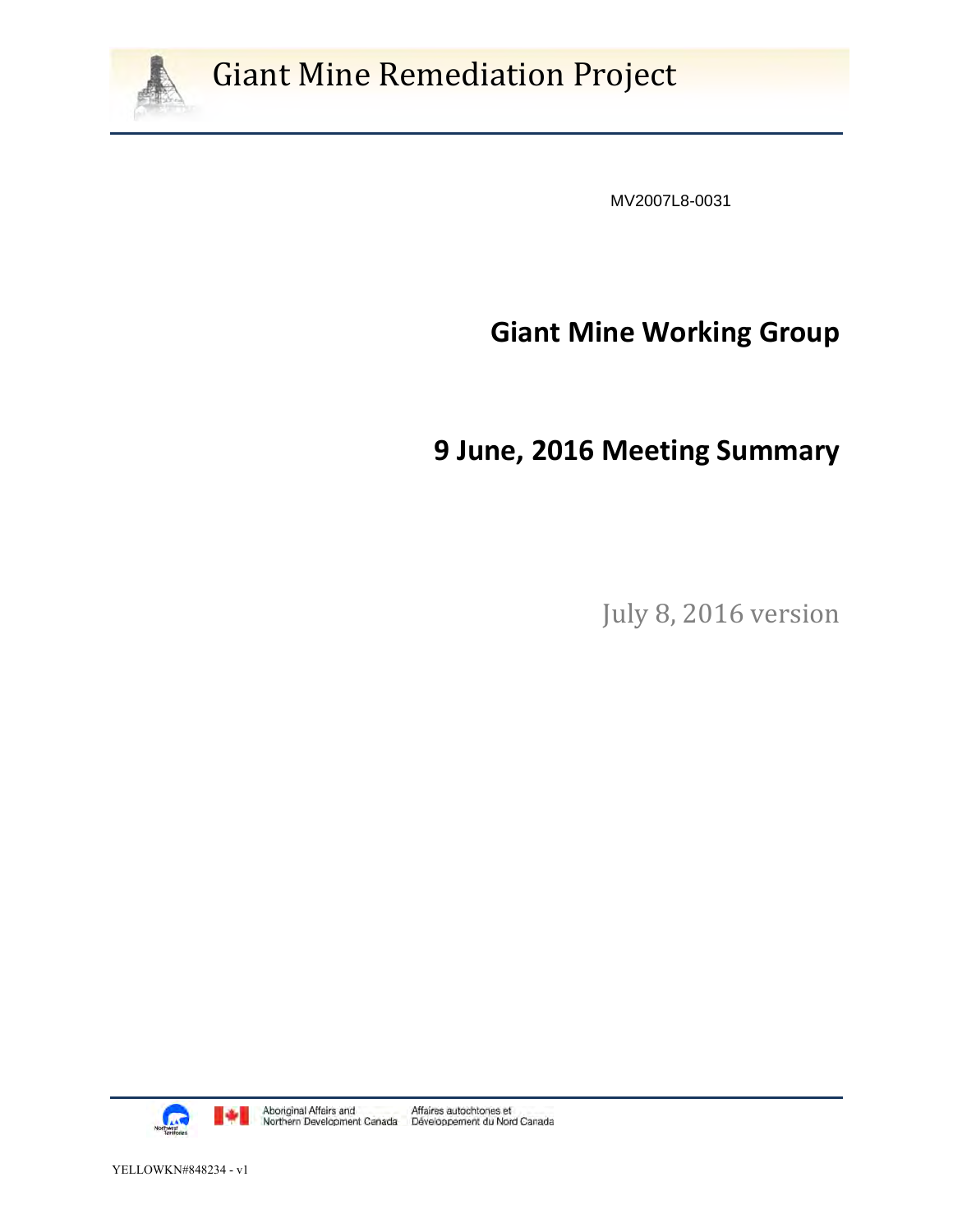# Giant Mine Remediation Project

MV2007L8-0031

## Giant Mine Working Group

## 9 June, 2016 Meeting Summary

July 8, 2016 version

Aboriginal Affairs and Northern Development Canada | Affaires autochtones et Développement du Nord Canada

YELLOWKN#848234 - v1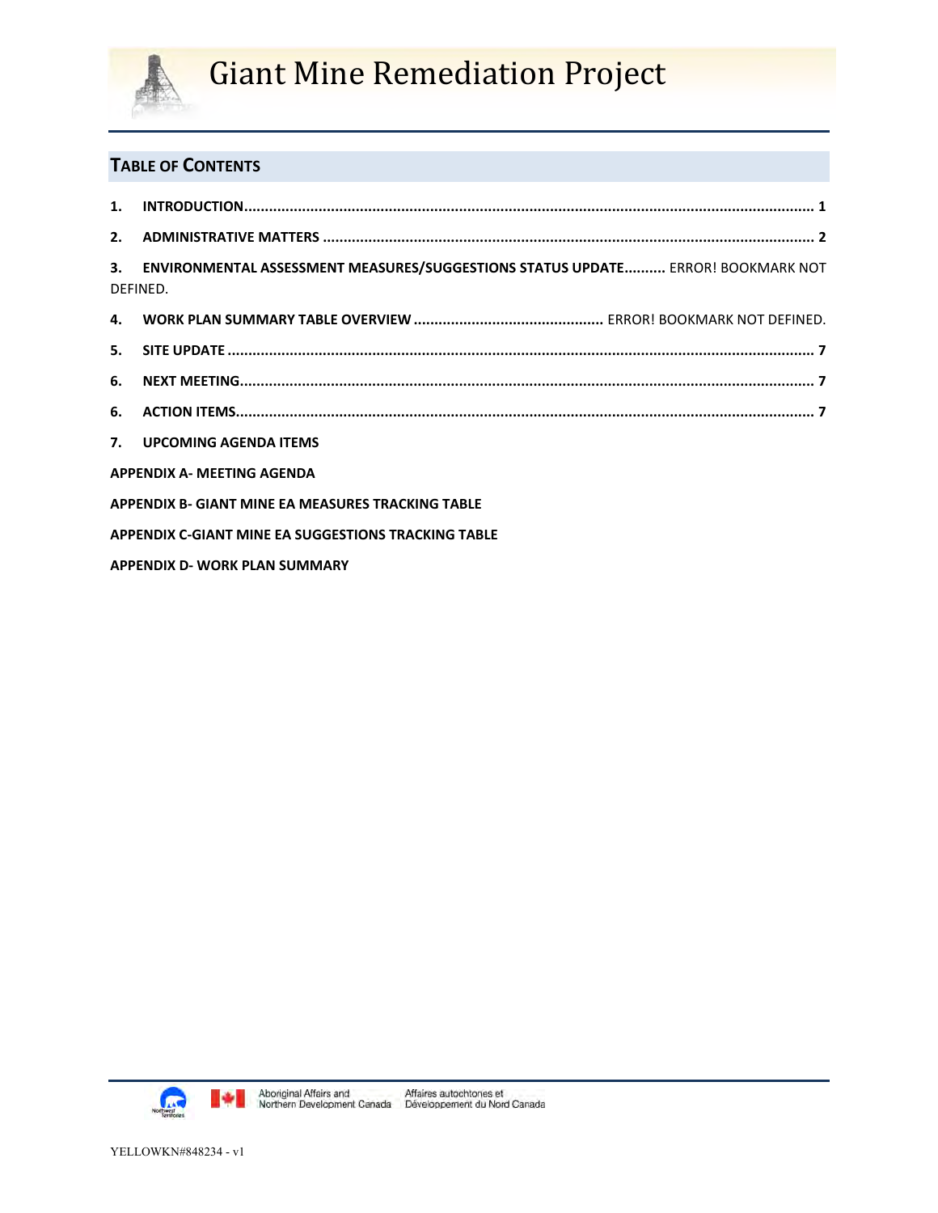## Table of Contents

1. **INTRODUCTION**........................................................................................................................................ 1

2. **ADMINISTRATIVE MATTERS** ..................................................................................................................... 2

3. **ENVIRONMENTAL ASSESSMENT MEASURES/SUGGESTIONS STATUS UPDATE**.......... ERROR! BOOKMARK NOT DEFINED.

4. **WORK PLAN SUMMARY TABLE OVERVIEW** .............................................. ERROR! BOOKMARK NOT DEFINED.

5. **SITE UPDATE** ........................................................................................................................................... 7

6. **NEXT MEETING**......................................................................................................................................... 7

6. **ACTION ITEMS**.......................................................................................................................................... 7

7. **UPCOMING AGENDA ITEMS**

**APPENDIX A- MEETING AGENDA**

**APPENDIX B- GIANT MINE EA MEASURES TRACKING TABLE**

**APPENDIX C-GIANT MINE EA SUGGESTIONS TRACKING TABLE**

**APPENDIX D- WORK PLAN SUMMARY**

YELLOWKN#848234 - v1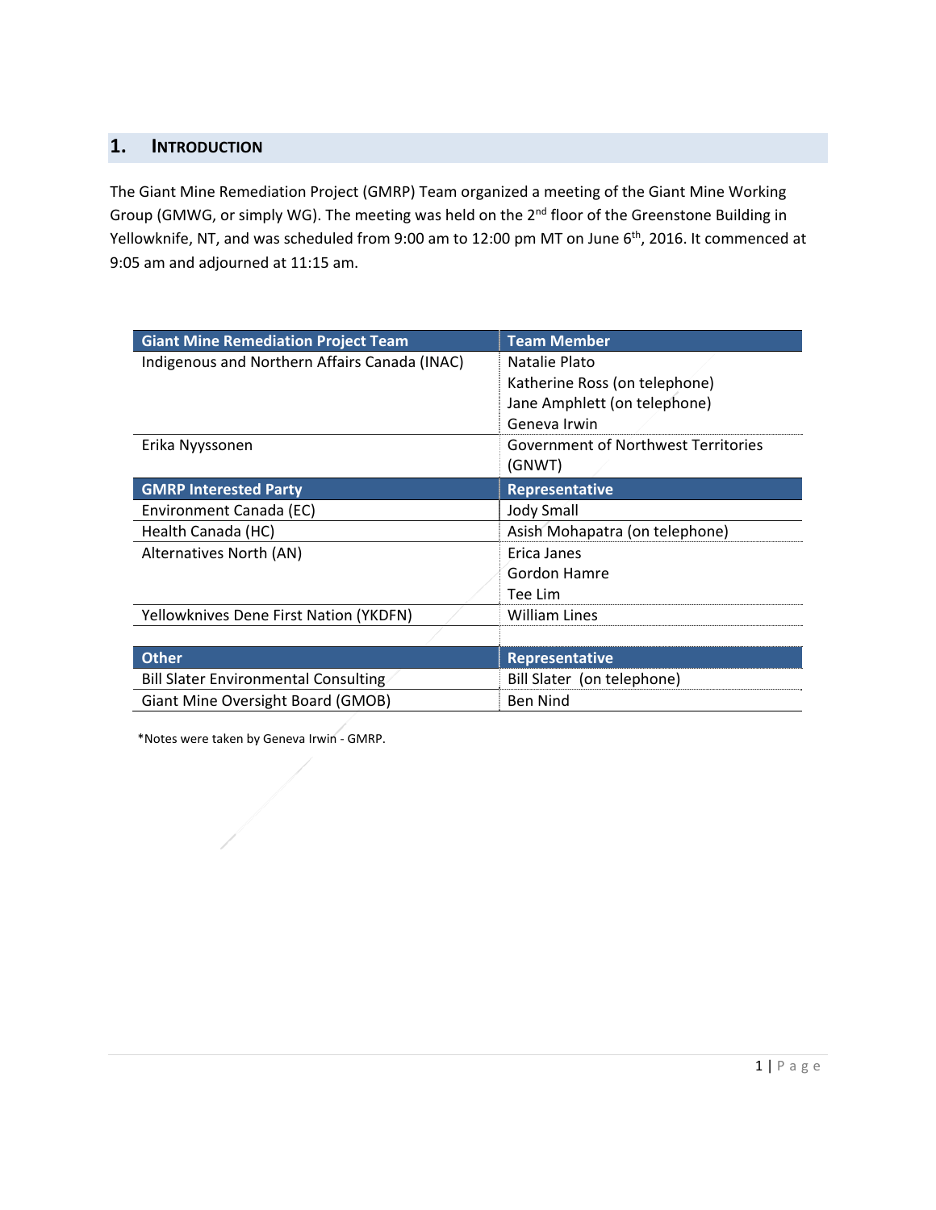## 1. Introduction

The Giant Mine Remediation Project (GMRP) Team organized a meeting of the Giant Mine Working Group (GMWG, or simply WG). The meeting was held on the 2nd floor of the Greenstone Building in Yellowknife, NT, and was scheduled from 9:00 am to 12:00 pm MT on June 6th, 2016. It commenced at 9:05 am and adjourned at 11:15 am.

| Giant Mine Remediation Project Team | Team Member |
|---|---|
| Indigenous and Northern Affairs Canada (INAC) | Natalie Plato<br>Katherine Ross (on telephone)<br>Jane Amphlett (on telephone)<br>Geneva Irwin |
| Erika Nyyssonen | Government of Northwest Territories (GNWT) |
| **GMRP Interested Party** | **Representative** |
| Environment Canada (EC) | Jody Small |
| Health Canada (HC) | Asish Mohapatra (on telephone) |
| Alternatives North (AN) | Erica Janes<br>Gordon Hamre<br>Tee Lim |
| Yellowknives Dene First Nation (YKDFN) | William Lines |
| | |
| **Other** | **Representative** |
| Bill Slater Environmental Consulting | Bill Slater (on telephone) |
| Giant Mine Oversight Board (GMOB) | Ben Nind |

*Notes were taken by Geneva Irwin - GMRP.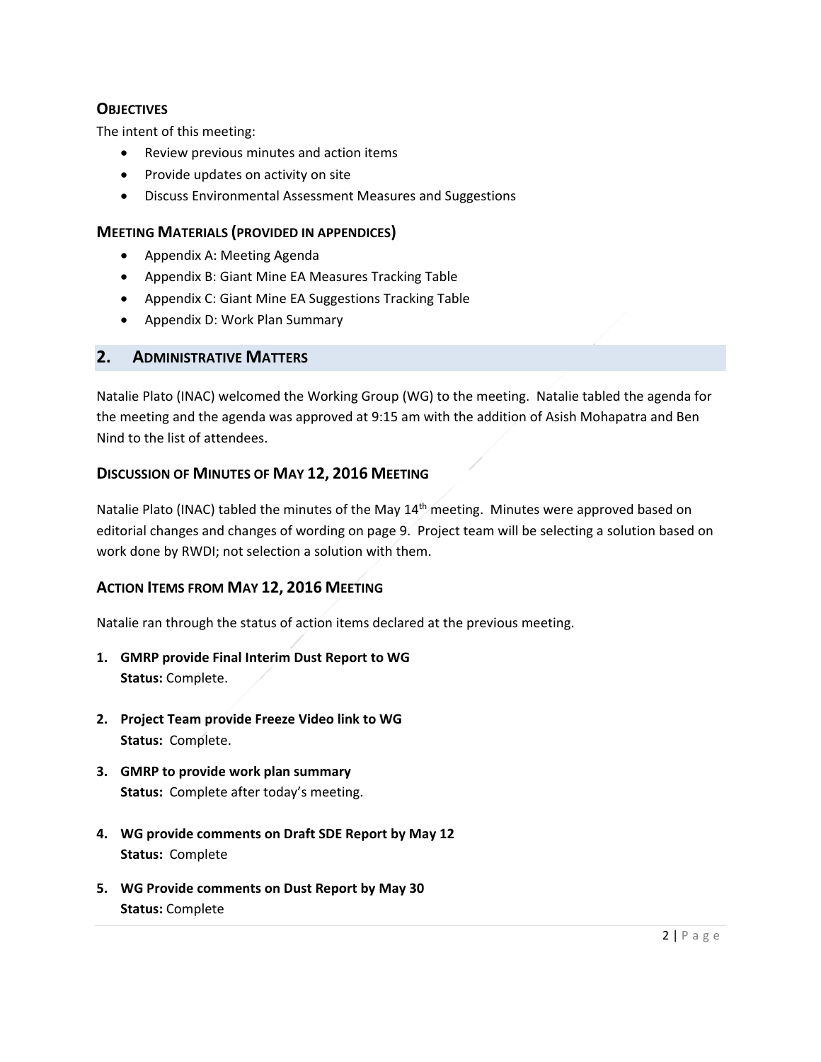### Objectives

The intent of this meeting:

- Review previous minutes and action items
- Provide updates on activity on site
- Discuss Environmental Assessment Measures and Suggestions

### Meeting Materials (provided in appendices)

- Appendix A: Meeting Agenda
- Appendix B: Giant Mine EA Measures Tracking Table
- Appendix C: Giant Mine EA Suggestions Tracking Table
- Appendix D: Work Plan Summary

## 2. Administrative Matters

Natalie Plato (INAC) welcomed the Working Group (WG) to the meeting. Natalie tabled the agenda for the meeting and the agenda was approved at 9:15 am with the addition of Asish Mohapatra and Ben Nind to the list of attendees.

### Discussion of Minutes of May 12, 2016 Meeting

Natalie Plato (INAC) tabled the minutes of the May 14th meeting. Minutes were approved based on editorial changes and changes of wording on page 9. Project team will be selecting a solution based on work done by RWDI; not selection a solution with them.

### Action Items from May 12, 2016 Meeting

Natalie ran through the status of action items declared at the previous meeting.

1. **GMRP provide Final Interim Dust Report to WG**
   **Status:** Complete.

2. **Project Team provide Freeze Video link to WG**
   **Status:** Complete.

3. **GMRP to provide work plan summary**
   **Status:** Complete after today's meeting.

4. **WG provide comments on Draft SDE Report by May 12**
   **Status:** Complete

5. **WG Provide comments on Dust Report by May 30**
   **Status:** Complete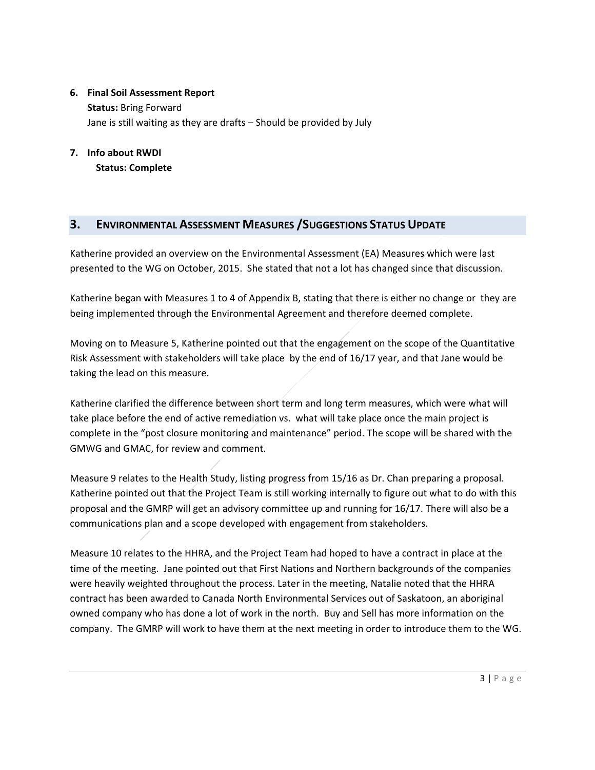6. **Final Soil Assessment Report**
   **Status:** Bring Forward
   Jane is still waiting as they are drafts – Should be provided by July

7. **Info about RWDI**
   **Status: Complete**

## 3. ENVIRONMENTAL ASSESSMENT MEASURES /SUGGESTIONS STATUS UPDATE

Katherine provided an overview on the Environmental Assessment (EA) Measures which were last presented to the WG on October, 2015. She stated that not a lot has changed since that discussion.

Katherine began with Measures 1 to 4 of Appendix B, stating that there is either no change or they are being implemented through the Environmental Agreement and therefore deemed complete.

Moving on to Measure 5, Katherine pointed out that the engagement on the scope of the Quantitative Risk Assessment with stakeholders will take place by the end of 16/17 year, and that Jane would be taking the lead on this measure.

Katherine clarified the difference between short term and long term measures, which were what will take place before the end of active remediation vs. what will take place once the main project is complete in the "post closure monitoring and maintenance" period. The scope will be shared with the GMWG and GMAC, for review and comment.

Measure 9 relates to the Health Study, listing progress from 15/16 as Dr. Chan preparing a proposal. Katherine pointed out that the Project Team is still working internally to figure out what to do with this proposal and the GMRP will get an advisory committee up and running for 16/17. There will also be a communications plan and a scope developed with engagement from stakeholders.

Measure 10 relates to the HHRA, and the Project Team had hoped to have a contract in place at the time of the meeting. Jane pointed out that First Nations and Northern backgrounds of the companies were heavily weighted throughout the process. Later in the meeting, Natalie noted that the HHRA contract has been awarded to Canada North Environmental Services out of Saskatoon, an aboriginal owned company who has done a lot of work in the north. Buy and Sell has more information on the company. The GMRP will work to have them at the next meeting in order to introduce them to the WG.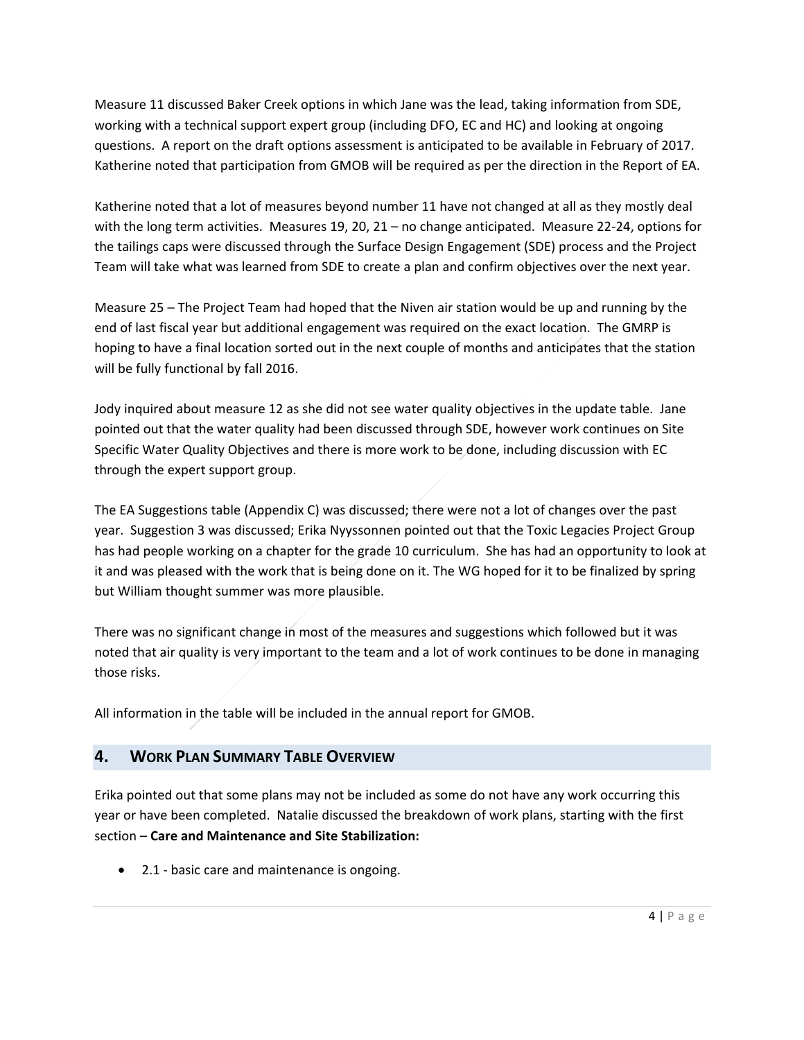Measure 11 discussed Baker Creek options in which Jane was the lead, taking information from SDE, working with a technical support expert group (including DFO, EC and HC) and looking at ongoing questions. A report on the draft options assessment is anticipated to be available in February of 2017. Katherine noted that participation from GMOB will be required as per the direction in the Report of EA.

Katherine noted that a lot of measures beyond number 11 have not changed at all as they mostly deal with the long term activities. Measures 19, 20, 21 – no change anticipated. Measure 22-24, options for the tailings caps were discussed through the Surface Design Engagement (SDE) process and the Project Team will take what was learned from SDE to create a plan and confirm objectives over the next year.

Measure 25 – The Project Team had hoped that the Niven air station would be up and running by the end of last fiscal year but additional engagement was required on the exact location. The GMRP is hoping to have a final location sorted out in the next couple of months and anticipates that the station will be fully functional by fall 2016.

Jody inquired about measure 12 as she did not see water quality objectives in the update table. Jane pointed out that the water quality had been discussed through SDE, however work continues on Site Specific Water Quality Objectives and there is more work to be done, including discussion with EC through the expert support group.

The EA Suggestions table (Appendix C) was discussed; there were not a lot of changes over the past year. Suggestion 3 was discussed; Erika Nyyssonnen pointed out that the Toxic Legacies Project Group has had people working on a chapter for the grade 10 curriculum. She has had an opportunity to look at it and was pleased with the work that is being done on it. The WG hoped for it to be finalized by spring but William thought summer was more plausible.

There was no significant change in most of the measures and suggestions which followed but it was noted that air quality is very important to the team and a lot of work continues to be done in managing those risks.

All information in the table will be included in the annual report for GMOB.

## 4. Work Plan Summary Table Overview

Erika pointed out that some plans may not be included as some do not have any work occurring this year or have been completed. Natalie discussed the breakdown of work plans, starting with the first section – **Care and Maintenance and Site Stabilization:**

- 2.1 - basic care and maintenance is ongoing.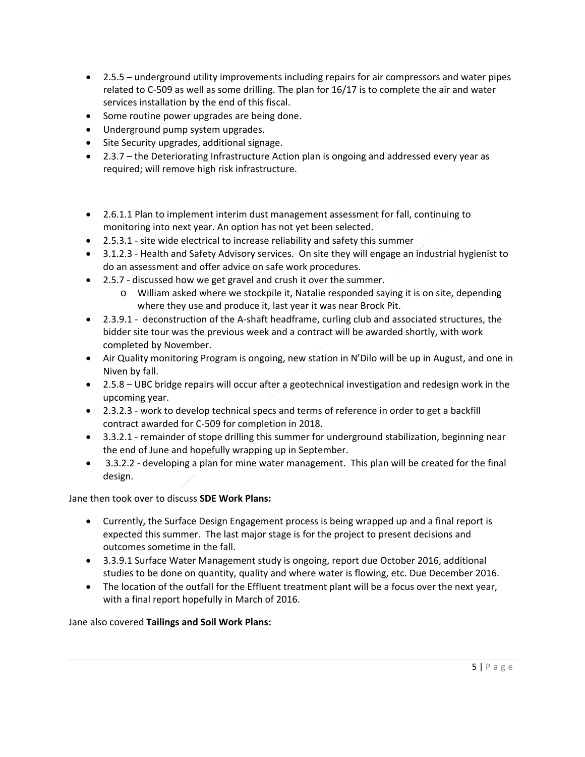- 2.5.5 – underground utility improvements including repairs for air compressors and water pipes related to C-509 as well as some drilling. The plan for 16/17 is to complete the air and water services installation by the end of this fiscal.
- Some routine power upgrades are being done.
- Underground pump system upgrades.
- Site Security upgrades, additional signage.
- 2.3.7 – the Deteriorating Infrastructure Action plan is ongoing and addressed every year as required; will remove high risk infrastructure.

- 2.6.1.1 Plan to implement interim dust management assessment for fall, continuing to monitoring into next year. An option has not yet been selected.
- 2.5.3.1 - site wide electrical to increase reliability and safety this summer
- 3.1.2.3 - Health and Safety Advisory services. On site they will engage an industrial hygienist to do an assessment and offer advice on safe work procedures.
- 2.5.7 - discussed how we get gravel and crush it over the summer.
    - William asked where we stockpile it, Natalie responded saying it is on site, depending where they use and produce it, last year it was near Brock Pit.
- 2.3.9.1 - deconstruction of the A-shaft headframe, curling club and associated structures, the bidder site tour was the previous week and a contract will be awarded shortly, with work completed by November.
- Air Quality monitoring Program is ongoing, new station in N'Dilo will be up in August, and one in Niven by fall.
- 2.5.8 – UBC bridge repairs will occur after a geotechnical investigation and redesign work in the upcoming year.
- 2.3.2.3 - work to develop technical specs and terms of reference in order to get a backfill contract awarded for C-509 for completion in 2018.
- 3.3.2.1 - remainder of stope drilling this summer for underground stabilization, beginning near the end of June and hopefully wrapping up in September.
- 3.3.2.2 - developing a plan for mine water management. This plan will be created for the final design.

Jane then took over to discuss **SDE Work Plans:**

- Currently, the Surface Design Engagement process is being wrapped up and a final report is expected this summer. The last major stage is for the project to present decisions and outcomes sometime in the fall.
- 3.3.9.1 Surface Water Management study is ongoing, report due October 2016, additional studies to be done on quantity, quality and where water is flowing, etc. Due December 2016.
- The location of the outfall for the Effluent treatment plant will be a focus over the next year, with a final report hopefully in March of 2016.

Jane also covered **Tailings and Soil Work Plans:**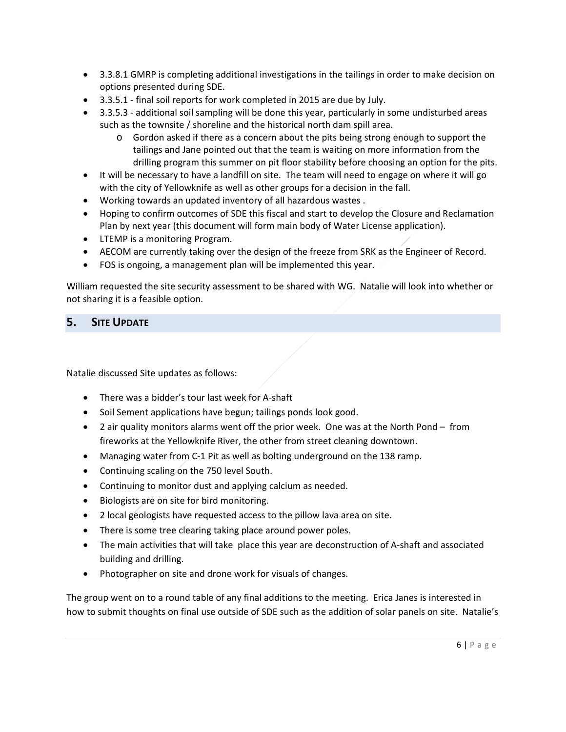- 3.3.8.1 GMRP is completing additional investigations in the tailings in order to make decision on options presented during SDE.
- 3.3.5.1 - final soil reports for work completed in 2015 are due by July.
- 3.3.5.3 - additional soil sampling will be done this year, particularly in some undisturbed areas such as the townsite / shoreline and the historical north dam spill area.
  - Gordon asked if there as a concern about the pits being strong enough to support the tailings and Jane pointed out that the team is waiting on more information from the drilling program this summer on pit floor stability before choosing an option for the pits.
- It will be necessary to have a landfill on site. The team will need to engage on where it will go with the city of Yellowknife as well as other groups for a decision in the fall.
- Working towards an updated inventory of all hazardous wastes .
- Hoping to confirm outcomes of SDE this fiscal and start to develop the Closure and Reclamation Plan by next year (this document will form main body of Water License application).
- LTEMP is a monitoring Program.
- AECOM are currently taking over the design of the freeze from SRK as the Engineer of Record.
- FOS is ongoing, a management plan will be implemented this year.

William requested the site security assessment to be shared with WG. Natalie will look into whether or not sharing it is a feasible option.

## 5. Site Update

Natalie discussed Site updates as follows:

- There was a bidder's tour last week for A-shaft
- Soil Sement applications have begun; tailings ponds look good.
- 2 air quality monitors alarms went off the prior week. One was at the North Pond – from fireworks at the Yellowknife River, the other from street cleaning downtown.
- Managing water from C-1 Pit as well as bolting underground on the 138 ramp.
- Continuing scaling on the 750 level South.
- Continuing to monitor dust and applying calcium as needed.
- Biologists are on site for bird monitoring.
- 2 local geologists have requested access to the pillow lava area on site.
- There is some tree clearing taking place around power poles.
- The main activities that will take place this year are deconstruction of A-shaft and associated building and drilling.
- Photographer on site and drone work for visuals of changes.

The group went on to a round table of any final additions to the meeting. Erica Janes is interested in how to submit thoughts on final use outside of SDE such as the addition of solar panels on site. Natalie's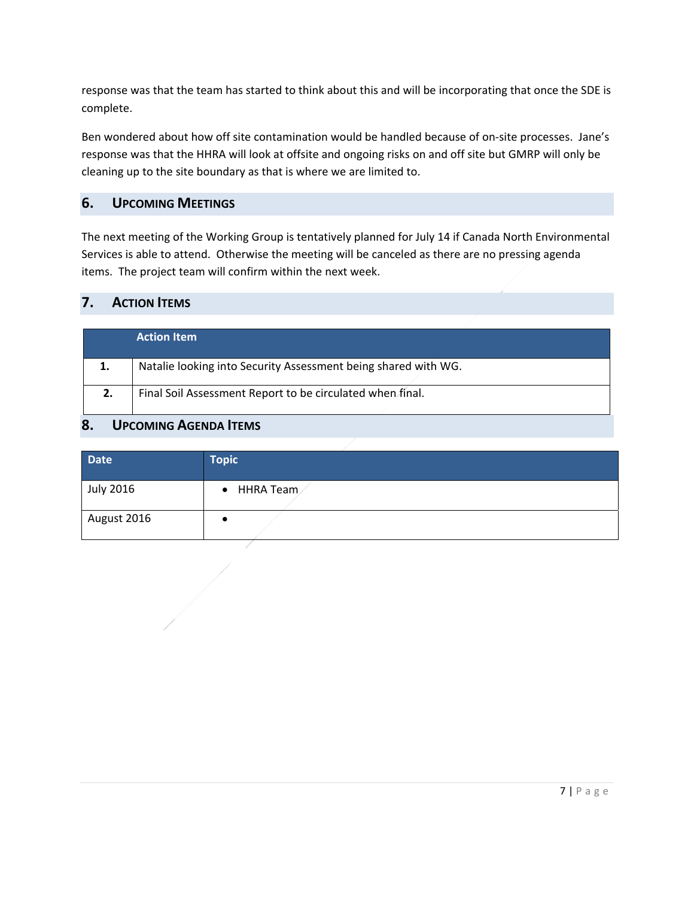response was that the team has started to think about this and will be incorporating that once the SDE is complete.

Ben wondered about how off site contamination would be handled because of on-site processes. Jane's response was that the HHRA will look at offsite and ongoing risks on and off site but GMRP will only be cleaning up to the site boundary as that is where we are limited to.

## 6. Upcoming Meetings

The next meeting of the Working Group is tentatively planned for July 14 if Canada North Environmental Services is able to attend. Otherwise the meeting will be canceled as there are no pressing agenda items. The project team will confirm within the next week.

## 7. Action Items

| | Action Item |
|---|---|
| **1.** | Natalie looking into Security Assessment being shared with WG. |
| **2.** | Final Soil Assessment Report to be circulated when final. |

## 8. Upcoming Agenda Items

| Date | Topic |
|---|---|
| July 2016 | • HHRA Team |
| August 2016 | • |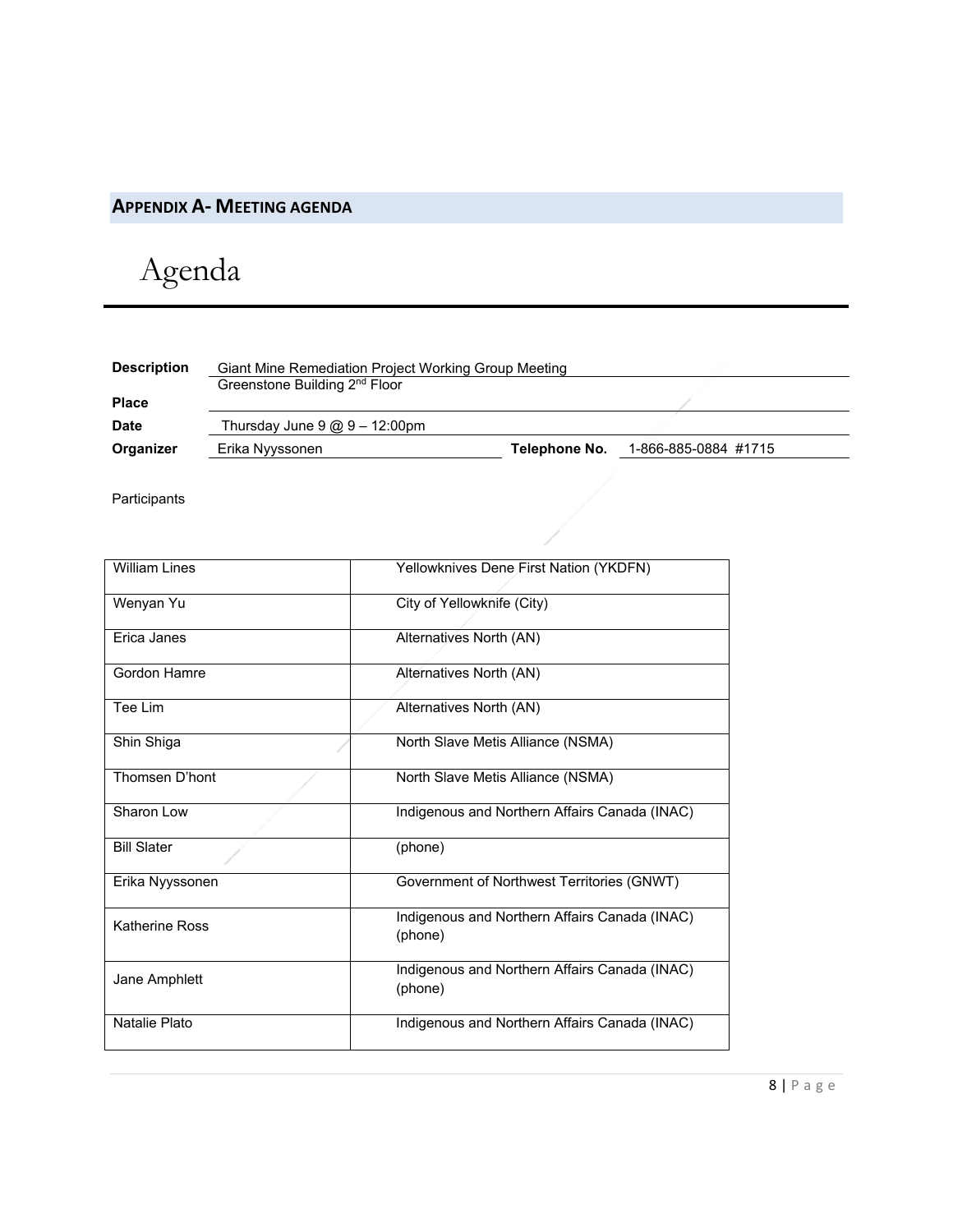## APPENDIX A- MEETING AGENDA

# Agenda

| | | | |
|---|---|---|---|
| **Description** | Giant Mine Remediation Project Working Group Meeting | | |
| **Place** | Greenstone Building 2nd Floor | | |
| **Date** | Thursday June 9 @ 9 – 12:00pm | | |
| **Organizer** | Erika Nyyssonen | **Telephone No.** | 1-866-885-0884 #1715 |

Participants

| | |
|---|---|
| William Lines | Yellowknives Dene First Nation (YKDFN) |
| Wenyan Yu | City of Yellowknife (City) |
| Erica Janes | Alternatives North (AN) |
| Gordon Hamre | Alternatives North (AN) |
| Tee Lim | Alternatives North (AN) |
| Shin Shiga | North Slave Metis Alliance (NSMA) |
| Thomsen D'hont | North Slave Metis Alliance (NSMA) |
| Sharon Low | Indigenous and Northern Affairs Canada (INAC) |
| Bill Slater | (phone) |
| Erika Nyyssonen | Government of Northwest Territories (GNWT) |
| Katherine Ross | Indigenous and Northern Affairs Canada (INAC) (phone) |
| Jane Amphlett | Indigenous and Northern Affairs Canada (INAC) (phone) |
| Natalie Plato | Indigenous and Northern Affairs Canada (INAC) |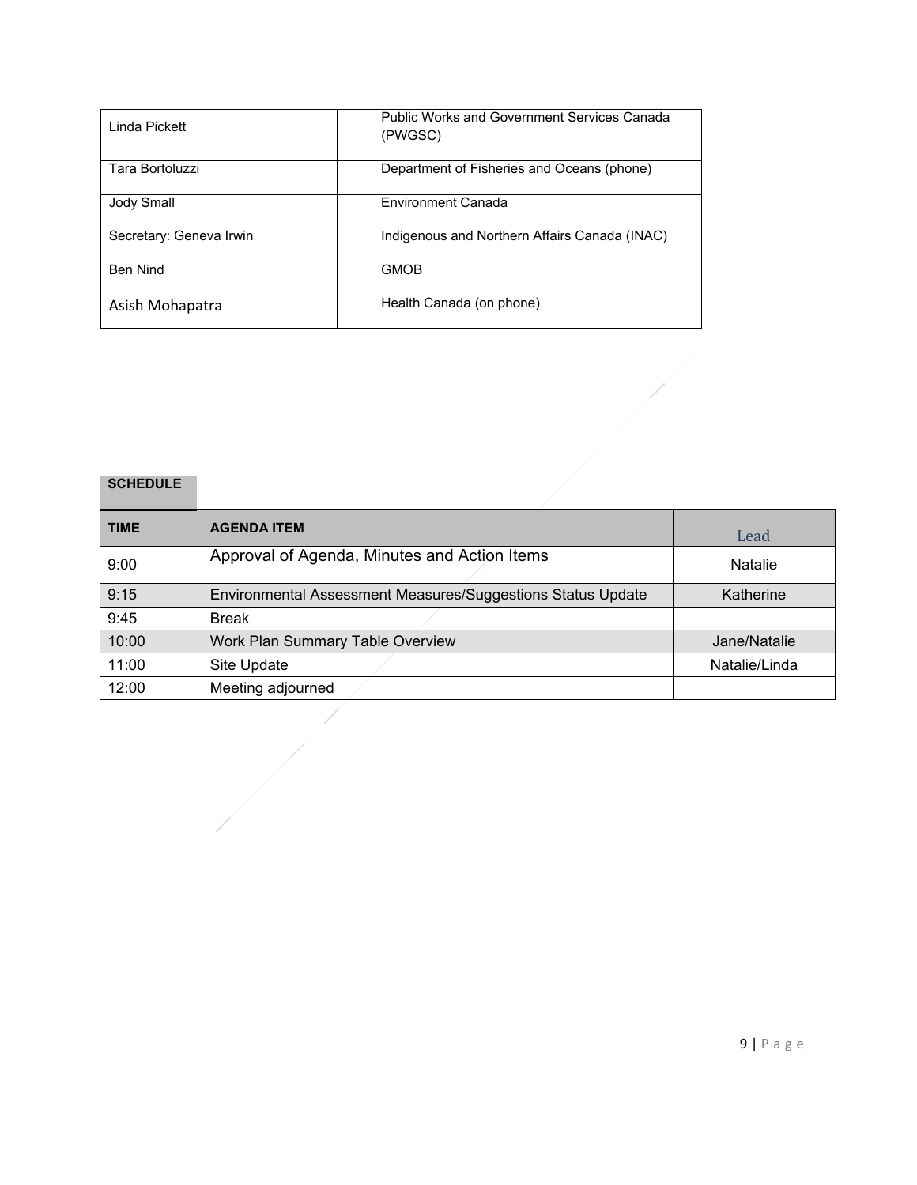| Linda Pickett | Public Works and Government Services Canada (PWGSC) |
| --- | --- |
| Tara Bortoluzzi | Department of Fisheries and Oceans (phone) |
| Jody Small | Environment Canada |
| Secretary: Geneva Irwin | Indigenous and Northern Affairs Canada (INAC) |
| Ben Nind | GMOB |
| Asish Mohapatra | Health Canada (on phone) |

**SCHEDULE**

| TIME | AGENDA ITEM | Lead |
| --- | --- | --- |
| 9:00 | Approval of Agenda, Minutes and Action Items | Natalie |
| 9:15 | Environmental Assessment Measures/Suggestions Status Update | Katherine |
| 9:45 | Break | |
| 10:00 | Work Plan Summary Table Overview | Jane/Natalie |
| 11:00 | Site Update | Natalie/Linda |
| 12:00 | Meeting adjourned | |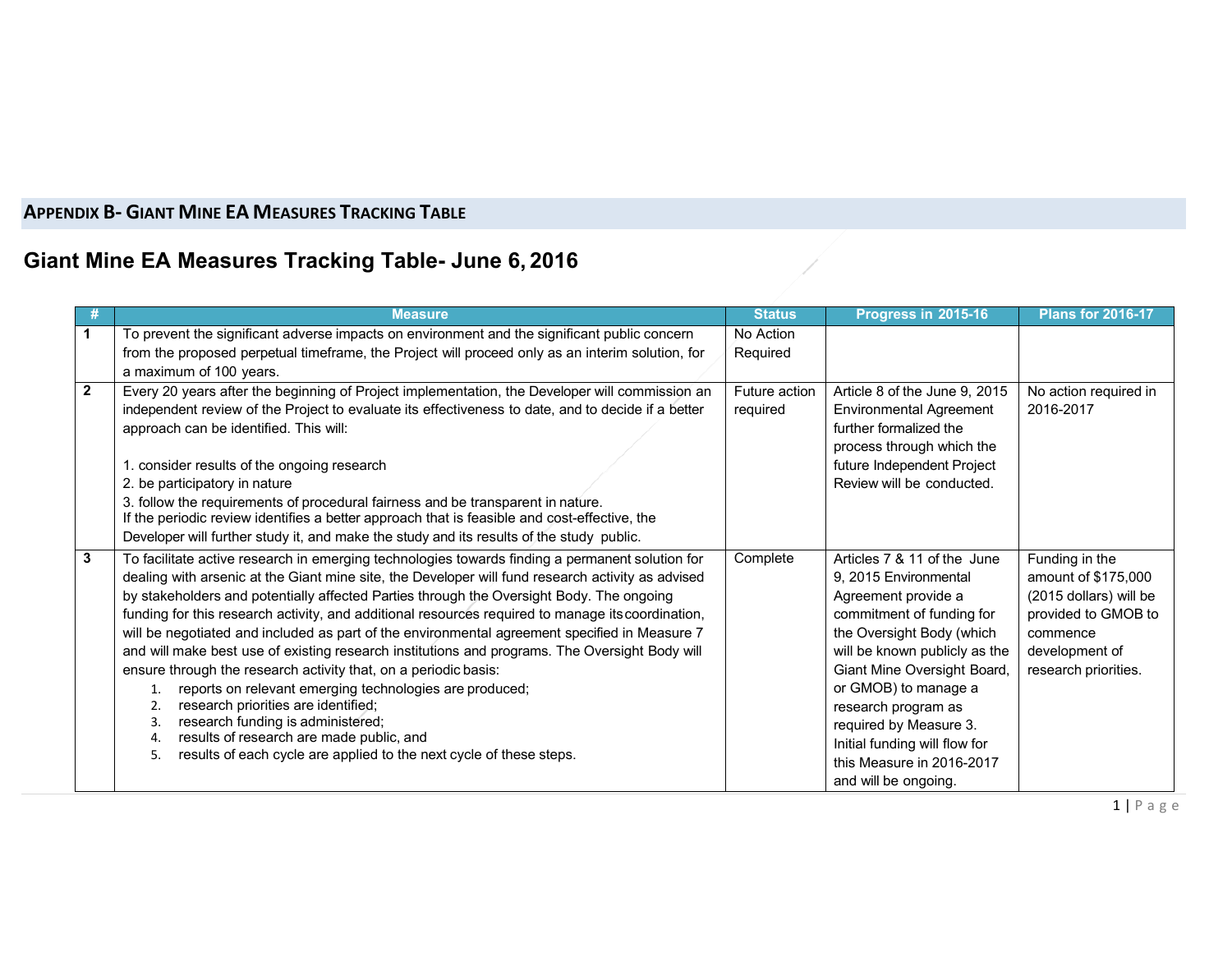## Appendix B- Giant Mine EA Measures Tracking Table

# Giant Mine EA Measures Tracking Table- June 6, 2016

| # | Measure | Status | Progress in 2015-16 | Plans for 2016-17 |
|---|---|---|---|---|
| 1 | To prevent the significant adverse impacts on environment and the significant public concern from the proposed perpetual timeframe, the Project will proceed only as an interim solution, for a maximum of 100 years. | No Action Required | | |
| 2 | Every 20 years after the beginning of Project implementation, the Developer will commission an independent review of the Project to evaluate its effectiveness to date, and to decide if a better approach can be identified. This will:<br><br>1. consider results of the ongoing research<br>2. be participatory in nature<br>3. follow the requirements of procedural fairness and be transparent in nature.<br>If the periodic review identifies a better approach that is feasible and cost-effective, the Developer will further study it, and make the study and its results of the study public. | Future action required | Article 8 of the June 9, 2015 Environmental Agreement further formalized the process through which the future Independent Project Review will be conducted. | No action required in 2016-2017 |
| 3 | To facilitate active research in emerging technologies towards finding a permanent solution for dealing with arsenic at the Giant mine site, the Developer will fund research activity as advised by stakeholders and potentially affected Parties through the Oversight Body. The ongoing funding for this research activity, and additional resources required to manage its coordination, will be negotiated and included as part of the environmental agreement specified in Measure 7 and will make best use of existing research institutions and programs. The Oversight Body will ensure through the research activity that, on a periodic basis:<br>1. reports on relevant emerging technologies are produced;<br>2. research priorities are identified;<br>3. research funding is administered;<br>4. results of research are made public, and<br>5. results of each cycle are applied to the next cycle of these steps. | Complete | Articles 7 & 11 of the June 9, 2015 Environmental Agreement provide a commitment of funding for the Oversight Body (which will be known publicly as the Giant Mine Oversight Board, or GMOB) to manage a research program as required by Measure 3. Initial funding will flow for this Measure in 2016-2017 and will be ongoing. | Funding in the amount of $175,000 (2015 dollars) will be provided to GMOB to commence development of research priorities. |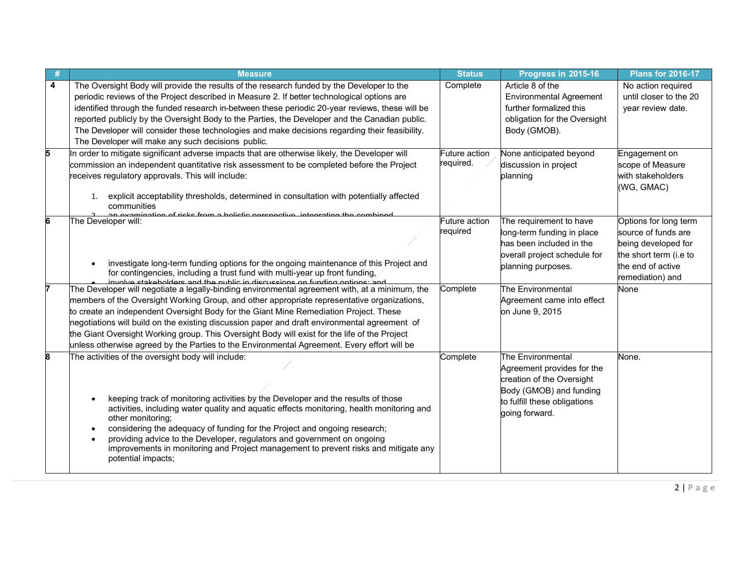| # | Measure | Status | Progress in 2015-16 | Plans for 2016-17 |
|---|---|---|---|---|
| 4 | The Oversight Body will provide the results of the research funded by the Developer to the periodic reviews of the Project described in Measure 2. If better technological options are identified through the funded research in-between these periodic 20-year reviews, these will be reported publicly by the Oversight Body to the Parties, the Developer and the Canadian public. The Developer will consider these technologies and make decisions regarding their feasibility. The Developer will make any such decisions public. | Complete | Article 8 of the Environmental Agreement further formalized this obligation for the Oversight Body (GMOB). | No action required until closer to the 20 year review date. |
| 5 | In order to mitigate significant adverse impacts that are otherwise likely, the Developer will commission an independent quantitative risk assessment to be completed before the Project receives regulatory approvals. This will include: 1. explicit acceptability thresholds, determined in consultation with potentially affected communities 2. an examination of risks from a holistic perspective, integrating the combined | Future action required. | None anticipated beyond discussion in project planning | Engagement on scope of Measure with stakeholders (WG, GMAC) |
| 6 | The Developer will: • investigate long-term funding options for the ongoing maintenance of this Project and for contingencies, including a trust fund with multi-year up front funding, • involve stakeholders and the public in discussions on funding options; and | Future action required | The requirement to have long-term funding in place has been included in the overall project schedule for planning purposes. | Options for long term source of funds are being developed for the short term (i.e to the end of active remediation) and |
| 7 | The Developer will negotiate a legally-binding environmental agreement with, at a minimum, the members of the Oversight Working Group, and other appropriate representative organizations, to create an independent Oversight Body for the Giant Mine Remediation Project. These negotiations will build on the existing discussion paper and draft environmental agreement of the Giant Oversight Working group. This Oversight Body will exist for the life of the Project unless otherwise agreed by the Parties to the Environmental Agreement. Every effort will be | Complete | The Environmental Agreement came into effect on June 9, 2015 | None |
| 8 | The activities of the oversight body will include: • keeping track of monitoring activities by the Developer and the results of those activities, including water quality and aquatic effects monitoring, health monitoring and other monitoring; • considering the adequacy of funding for the Project and ongoing research; • providing advice to the Developer, regulators and government on ongoing improvements in monitoring and Project management to prevent risks and mitigate any potential impacts; | Complete | The Environmental Agreement provides for the creation of the Oversight Body (GMOB) and funding to fulfill these obligations going forward. | None. |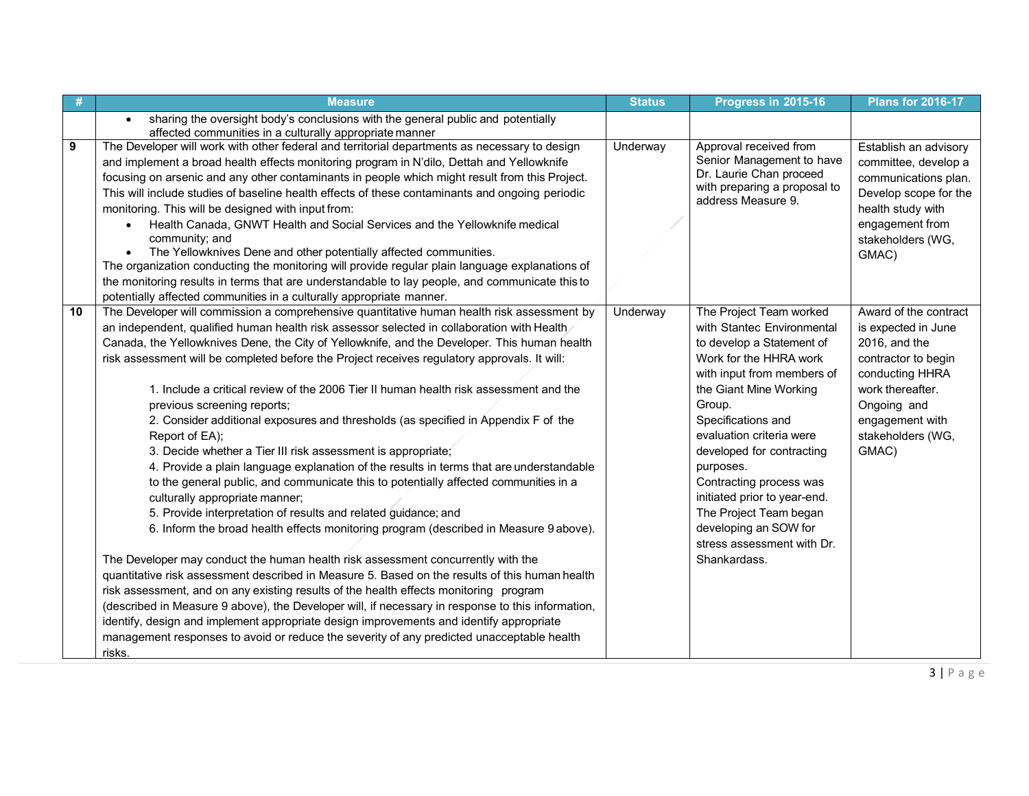| # | Measure | Status | Progress in 2015-16 | Plans for 2016-17 |
|---|---|---|---|---|
| | • sharing the oversight body's conclusions with the general public and potentially affected communities in a culturally appropriate manner | | | |
| 9 | The Developer will work with other federal and territorial departments as necessary to design and implement a broad health effects monitoring program in N'dilo, Dettah and Yellowknife focusing on arsenic and any other contaminants in people which might result from this Project. This will include studies of baseline health effects of these contaminants and ongoing periodic monitoring. This will be designed with input from: <br>• Health Canada, GNWT Health and Social Services and the Yellowknife medical community; and <br>• The Yellowknives Dene and other potentially affected communities. <br>The organization conducting the monitoring will provide regular plain language explanations of the monitoring results in terms that are understandable to lay people, and communicate this to potentially affected communities in a culturally appropriate manner. | Underway | Approval received from Senior Management to have Dr. Laurie Chan proceed with preparing a proposal to address Measure 9. | Establish an advisory committee, develop a communications plan. Develop scope for the health study with engagement from stakeholders (WG, GMAC) |
| 10 | The Developer will commission a comprehensive quantitative human health risk assessment by an independent, qualified human health risk assessor selected in collaboration with Health Canada, the Yellowknives Dene, the City of Yellowknife, and the Developer. This human health risk assessment will be completed before the Project receives regulatory approvals. It will: <br>1. Include a critical review of the 2006 Tier II human health risk assessment and the previous screening reports; <br>2. Consider additional exposures and thresholds (as specified in Appendix F of the Report of EA); <br>3. Decide whether a Tier III risk assessment is appropriate; <br>4. Provide a plain language explanation of the results in terms that are understandable to the general public, and communicate this to potentially affected communities in a culturally appropriate manner; <br>5. Provide interpretation of results and related guidance; and <br>6. Inform the broad health effects monitoring program (described in Measure 9 above). <br><br>The Developer may conduct the human health risk assessment concurrently with the quantitative risk assessment described in Measure 5. Based on the results of this human health risk assessment, and on any existing results of the health effects monitoring program (described in Measure 9 above), the Developer will, if necessary in response to this information, identify, design and implement appropriate design improvements and identify appropriate management responses to avoid or reduce the severity of any predicted unacceptable health risks. | Underway | The Project Team worked with Stantec Environmental to develop a Statement of Work for the HHRA work with input from members of the Giant Mine Working Group. <br>Specifications and evaluation criteria were developed for contracting purposes. <br>Contracting process was initiated prior to year-end. <br>The Project Team began developing an SOW for stress assessment with Dr. Shankardass. | Award of the contract is expected in June 2016, and the contractor to begin conducting HHRA work thereafter. <br>Ongoing and engagement with stakeholders (WG, GMAC) |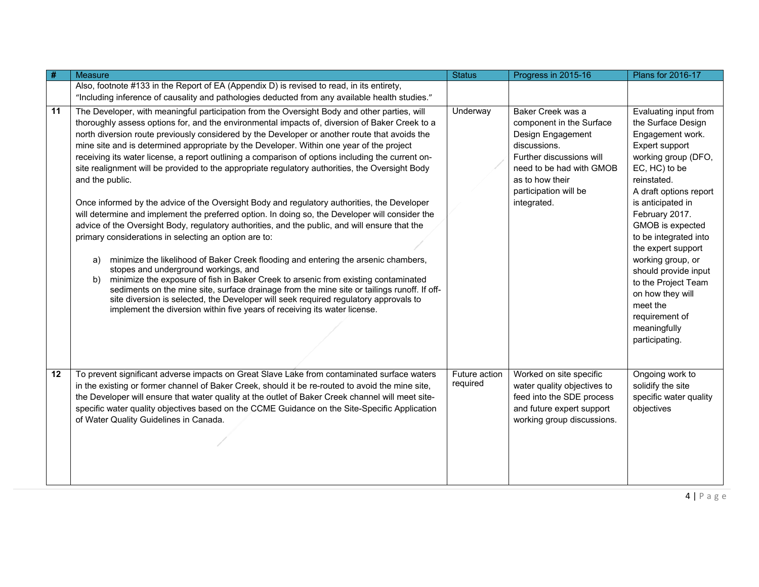| # | Measure | Status | Progress in 2015-16 | Plans for 2016-17 |
|---|---|---|---|---|
| | Also, footnote #133 in the Report of EA (Appendix D) is revised to read, in its entirety, "Including inference of causality and pathologies deducted from any available health studies." | | | |
| **11** | The Developer, with meaningful participation from the Oversight Body and other parties, will thoroughly assess options for, and the environmental impacts of, diversion of Baker Creek to a north diversion route previously considered by the Developer or another route that avoids the mine site and is determined appropriate by the Developer. Within one year of the project receiving its water license, a report outlining a comparison of options including the current on-site realignment will be provided to the appropriate regulatory authorities, the Oversight Body and the public.<br><br>Once informed by the advice of the Oversight Body and regulatory authorities, the Developer will determine and implement the preferred option. In doing so, the Developer will consider the advice of the Oversight Body, regulatory authorities, and the public, and will ensure that the primary considerations in selecting an option are to:<br><br>a) minimize the likelihood of Baker Creek flooding and entering the arsenic chambers, stopes and underground workings, and<br>b) minimize the exposure of fish in Baker Creek to arsenic from existing contaminated sediments on the mine site, surface drainage from the mine site or tailings runoff. If off-site diversion is selected, the Developer will seek required regulatory approvals to implement the diversion within five years of receiving its water license. | Underway | Baker Creek was a component in the Surface Design Engagement discussions.<br>Further discussions will need to be had with GMOB as to how their participation will be integrated. | Evaluating input from the Surface Design Engagement work.<br>Expert support working group (DFO, EC, HC) to be reinstated.<br>A draft options report is anticipated in February 2017.<br>GMOB is expected to be integrated into the expert support working group, or should provide input to the Project Team on how they will meet the requirement of meaningfully participating. |
| **12** | To prevent significant adverse impacts on Great Slave Lake from contaminated surface waters in the existing or former channel of Baker Creek, should it be re-routed to avoid the mine site, the Developer will ensure that water quality at the outlet of Baker Creek channel will meet site-specific water quality objectives based on the CCME Guidance on the Site-Specific Application of Water Quality Guidelines in Canada. | Future action required | Worked on site specific water quality objectives to feed into the SDE process and future expert support working group discussions. | Ongoing work to solidify the site specific water quality objectives |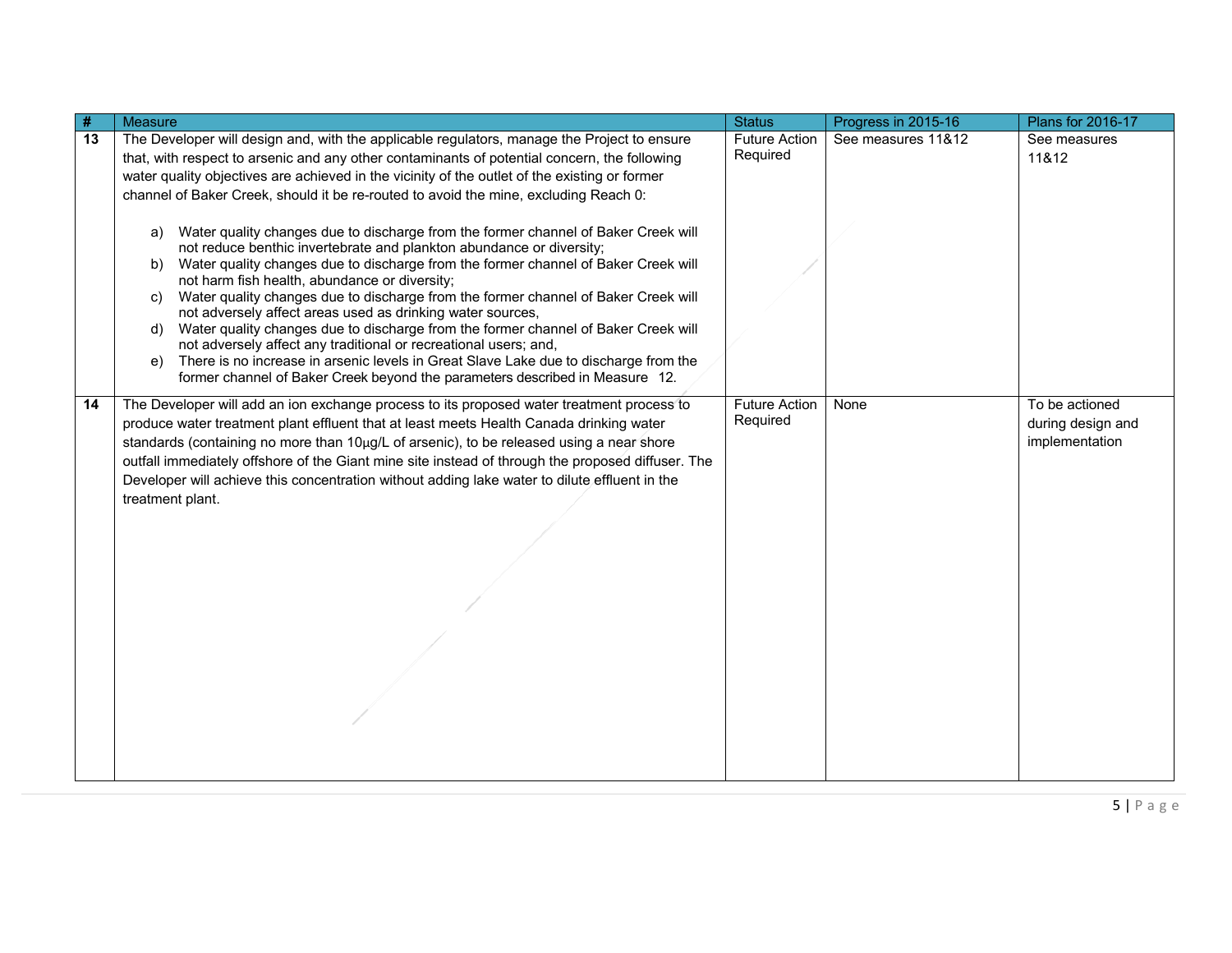| # | Measure | Status | Progress in 2015-16 | Plans for 2016-17 |
|---|---|---|---|---|
| 13 | The Developer will design and, with the applicable regulators, manage the Project to ensure that, with respect to arsenic and any other contaminants of potential concern, the following water quality objectives are achieved in the vicinity of the outlet of the existing or former channel of Baker Creek, should it be re-routed to avoid the mine, excluding Reach 0:<br><br>a) Water quality changes due to discharge from the former channel of Baker Creek will not reduce benthic invertebrate and plankton abundance or diversity;<br>b) Water quality changes due to discharge from the former channel of Baker Creek will not harm fish health, abundance or diversity;<br>c) Water quality changes due to discharge from the former channel of Baker Creek will not adversely affect areas used as drinking water sources,<br>d) Water quality changes due to discharge from the former channel of Baker Creek will not adversely affect any traditional or recreational users; and,<br>e) There is no increase in arsenic levels in Great Slave Lake due to discharge from the former channel of Baker Creek beyond the parameters described in Measure 12. | Future Action Required | See measures 11&12 | See measures 11&12 |
| 14 | The Developer will add an ion exchange process to its proposed water treatment process to produce water treatment plant effluent that at least meets Health Canada drinking water standards (containing no more than 10µg/L of arsenic), to be released using a near shore outfall immediately offshore of the Giant mine site instead of through the proposed diffuser. The Developer will achieve this concentration without adding lake water to dilute effluent in the treatment plant. | Future Action Required | None | To be actioned during design and implementation |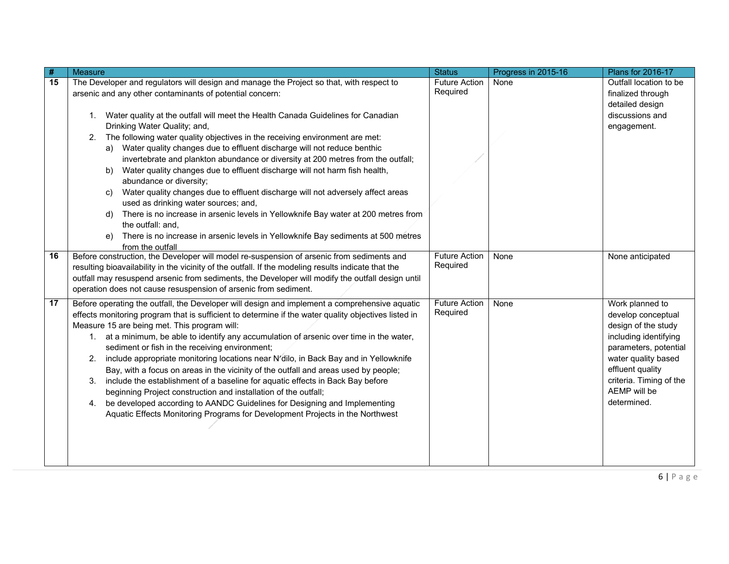| # | Measure | Status | Progress in 2015-16 | Plans for 2016-17 |
|---|---|---|---|---|
| 15 | The Developer and regulators will design and manage the Project so that, with respect to arsenic and any other contaminants of potential concern:<br><br>1. Water quality at the outfall will meet the Health Canada Guidelines for Canadian Drinking Water Quality; and,<br>2. The following water quality objectives in the receiving environment are met:<br>a) Water quality changes due to effluent discharge will not reduce benthic invertebrate and plankton abundance or diversity at 200 metres from the outfall;<br>b) Water quality changes due to effluent discharge will not harm fish health, abundance or diversity;<br>c) Water quality changes due to effluent discharge will not adversely affect areas used as drinking water sources; and,<br>d) There is no increase in arsenic levels in Yellowknife Bay water at 200 metres from the outfall: and,<br>e) There is no increase in arsenic levels in Yellowknife Bay sediments at 500 metres from the outfall | Future Action Required | None | Outfall location to be finalized through detailed design discussions and engagement. |
| 16 | Before construction, the Developer will model re-suspension of arsenic from sediments and resulting bioavailability in the vicinity of the outfall. If the modeling results indicate that the outfall may resuspend arsenic from sediments, the Developer will modify the outfall design until operation does not cause resuspension of arsenic from sediment. | Future Action Required | None | None anticipated |
| 17 | Before operating the outfall, the Developer will design and implement a comprehensive aquatic effects monitoring program that is sufficient to determine if the water quality objectives listed in Measure 15 are being met. This program will:<br>1. at a minimum, be able to identify any accumulation of arsenic over time in the water, sediment or fish in the receiving environment;<br>2. include appropriate monitoring locations near N'dilo, in Back Bay and in Yellowknife Bay, with a focus on areas in the vicinity of the outfall and areas used by people;<br>3. include the establishment of a baseline for aquatic effects in Back Bay before beginning Project construction and installation of the outfall;<br>4. be developed according to AANDC Guidelines for Designing and Implementing Aquatic Effects Monitoring Programs for Development Projects in the Northwest | Future Action Required | None | Work planned to develop conceptual design of the study including identifying parameters, potential water quality based effluent quality criteria. Timing of the AEMP will be determined. |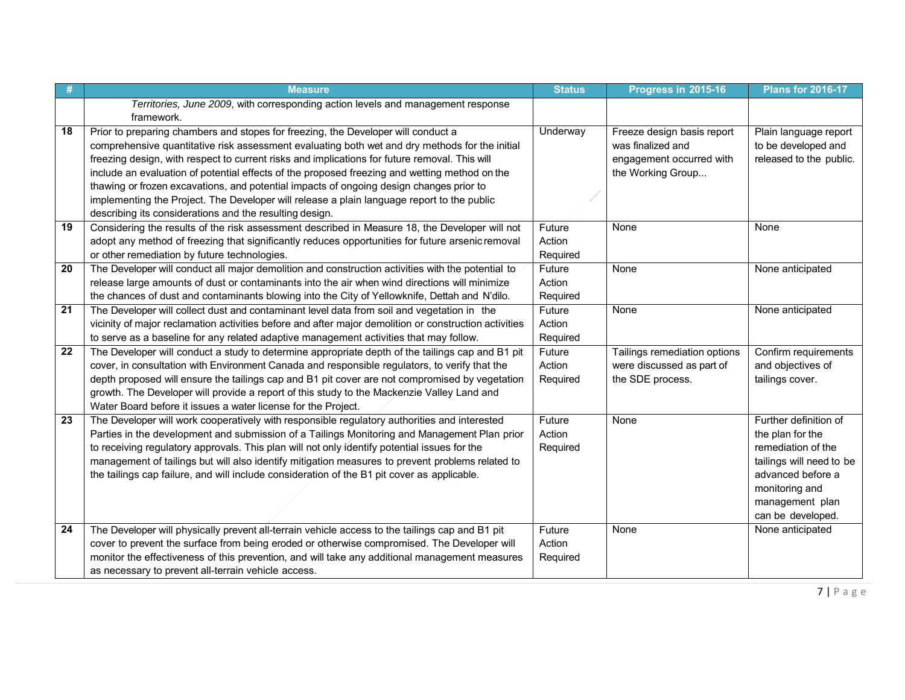| # | Measure | Status | Progress in 2015-16 | Plans for 2016-17 |
|---|---|---|---|---|
| | *Territories, June 2009*, with corresponding action levels and management response framework. | | | |
| 18 | Prior to preparing chambers and stopes for freezing, the Developer will conduct a comprehensive quantitative risk assessment evaluating both wet and dry methods for the initial freezing design, with respect to current risks and implications for future removal. This will include an evaluation of potential effects of the proposed freezing and wetting method on the thawing or frozen excavations, and potential impacts of ongoing design changes prior to implementing the Project. The Developer will release a plain language report to the public describing its considerations and the resulting design. | Underway | Freeze design basis report was finalized and engagement occurred with the Working Group... | Plain language report to be developed and released to the public. |
| 19 | Considering the results of the risk assessment described in Measure 18, the Developer will not adopt any method of freezing that significantly reduces opportunities for future arsenic removal or other remediation by future technologies. | Future Action Required | None | None |
| 20 | The Developer will conduct all major demolition and construction activities with the potential to release large amounts of dust or contaminants into the air when wind directions will minimize the chances of dust and contaminants blowing into the City of Yellowknife, Dettah and N'dilo. | Future Action Required | None | None anticipated |
| 21 | The Developer will collect dust and contaminant level data from soil and vegetation in the vicinity of major reclamation activities before and after major demolition or construction activities to serve as a baseline for any related adaptive management activities that may follow. | Future Action Required | None | None anticipated |
| 22 | The Developer will conduct a study to determine appropriate depth of the tailings cap and B1 pit cover, in consultation with Environment Canada and responsible regulators, to verify that the depth proposed will ensure the tailings cap and B1 pit cover are not compromised by vegetation growth. The Developer will provide a report of this study to the Mackenzie Valley Land and Water Board before it issues a water license for the Project. | Future Action Required | Tailings remediation options were discussed as part of the SDE process. | Confirm requirements and objectives of tailings cover. |
| 23 | The Developer will work cooperatively with responsible regulatory authorities and interested Parties in the development and submission of a Tailings Monitoring and Management Plan prior to receiving regulatory approvals. This plan will not only identify potential issues for the management of tailings but will also identify mitigation measures to prevent problems related to the tailings cap failure, and will include consideration of the B1 pit cover as applicable. | Future Action Required | None | Further definition of the plan for the remediation of the tailings will need to be advanced before a monitoring and management plan can be developed. |
| 24 | The Developer will physically prevent all-terrain vehicle access to the tailings cap and B1 pit cover to prevent the surface from being eroded or otherwise compromised. The Developer will monitor the effectiveness of this prevention, and will take any additional management measures as necessary to prevent all-terrain vehicle access. | Future Action Required | None | None anticipated |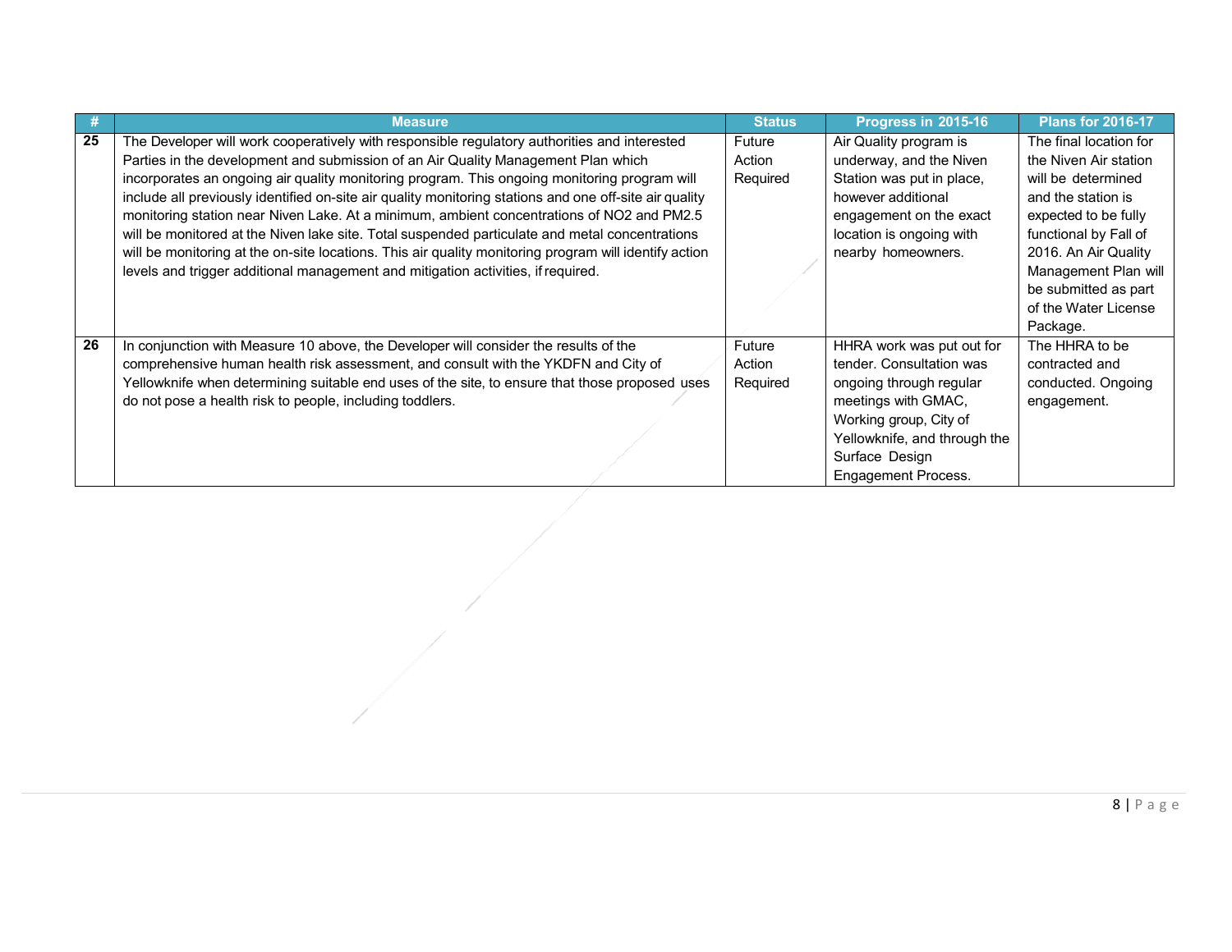| # | Measure | Status | Progress in 2015-16 | Plans for 2016-17 |
|---|---|---|---|---|
| 25 | The Developer will work cooperatively with responsible regulatory authorities and interested Parties in the development and submission of an Air Quality Management Plan which incorporates an ongoing air quality monitoring program. This ongoing monitoring program will include all previously identified on-site air quality monitoring stations and one off-site air quality monitoring station near Niven Lake. At a minimum, ambient concentrations of $NO_2$ and $PM_{2.5}$ will be monitored at the Niven lake site. Total suspended particulate and metal concentrations will be monitoring at the on-site locations. This air quality monitoring program will identify action levels and trigger additional management and mitigation activities, if required. | Future Action Required | Air Quality program is underway, and the Niven Station was put in place, however additional engagement on the exact location is ongoing with nearby homeowners. | The final location for the Niven Air station will be determined and the station is expected to be fully functional by Fall of 2016. An Air Quality Management Plan will be submitted as part of the Water License Package. |
| 26 | In conjunction with Measure 10 above, the Developer will consider the results of the comprehensive human health risk assessment, and consult with the YKDFN and City of Yellowknife when determining suitable end uses of the site, to ensure that those proposed uses do not pose a health risk to people, including toddlers. | Future Action Required | HHRA work was put out for tender. Consultation was ongoing through regular meetings with GMAC, Working group, City of Yellowknife, and through the Surface Design Engagement Process. | The HHRA to be contracted and conducted. Ongoing engagement. |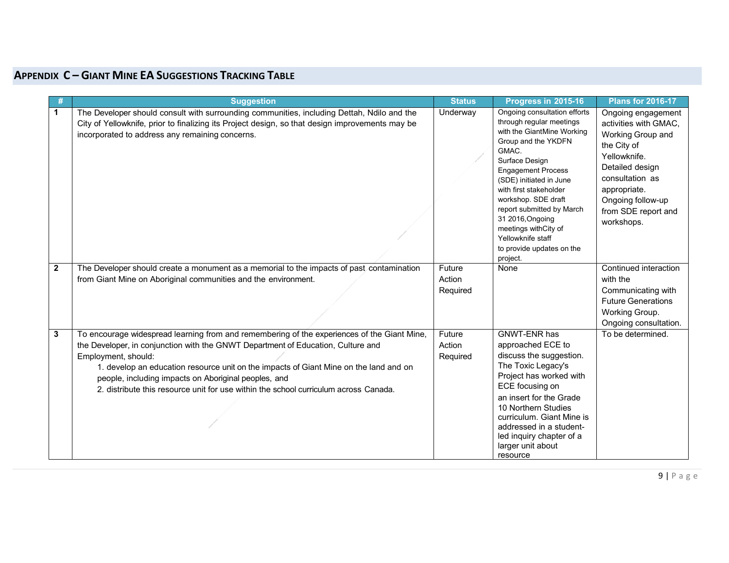## Appendix C – Giant Mine EA Suggestions Tracking Table

| # | Suggestion | Status | Progress in 2015-16 | Plans for 2016-17 |
|---|---|---|---|---|
| 1 | The Developer should consult with surrounding communities, including Dettah, Ndilo and the City of Yellowknife, prior to finalizing its Project design, so that design improvements may be incorporated to address any remaining concerns. | Underway | Ongoing consultation efforts through regular meetings with the GiantMine Working Group and the YKDFN GMAC. Surface Design Engagement Process (SDE) initiated in June with first stakeholder workshop. SDE draft report submitted by March 31 2016,Ongoing meetings withCity of Yellowknife staff to provide updates on the project. | Ongoing engagement activities with GMAC, Working Group and the City of Yellowknife. Detailed design consultation as appropriate. Ongoing follow-up from SDE report and workshops. |
| 2 | The Developer should create a monument as a memorial to the impacts of past contamination from Giant Mine on Aboriginal communities and the environment. | Future Action Required | None | Continued interaction with the Communicating with Future Generations Working Group. Ongoing consultation. |
| 3 | To encourage widespread learning from and remembering of the experiences of the Giant Mine, the Developer, in conjunction with the GNWT Department of Education, Culture and Employment, should:<br>1. develop an education resource unit on the impacts of Giant Mine on the land and on people, including impacts on Aboriginal peoples, and<br>2. distribute this resource unit for use within the school curriculum across Canada. | Future Action Required | GNWT-ENR has approached ECE to discuss the suggestion. The Toxic Legacy's Project has worked with ECE focusing on an insert for the Grade 10 Northern Studies curriculum. Giant Mine is addressed in a student-led inquiry chapter of a larger unit about resource | To be determined. |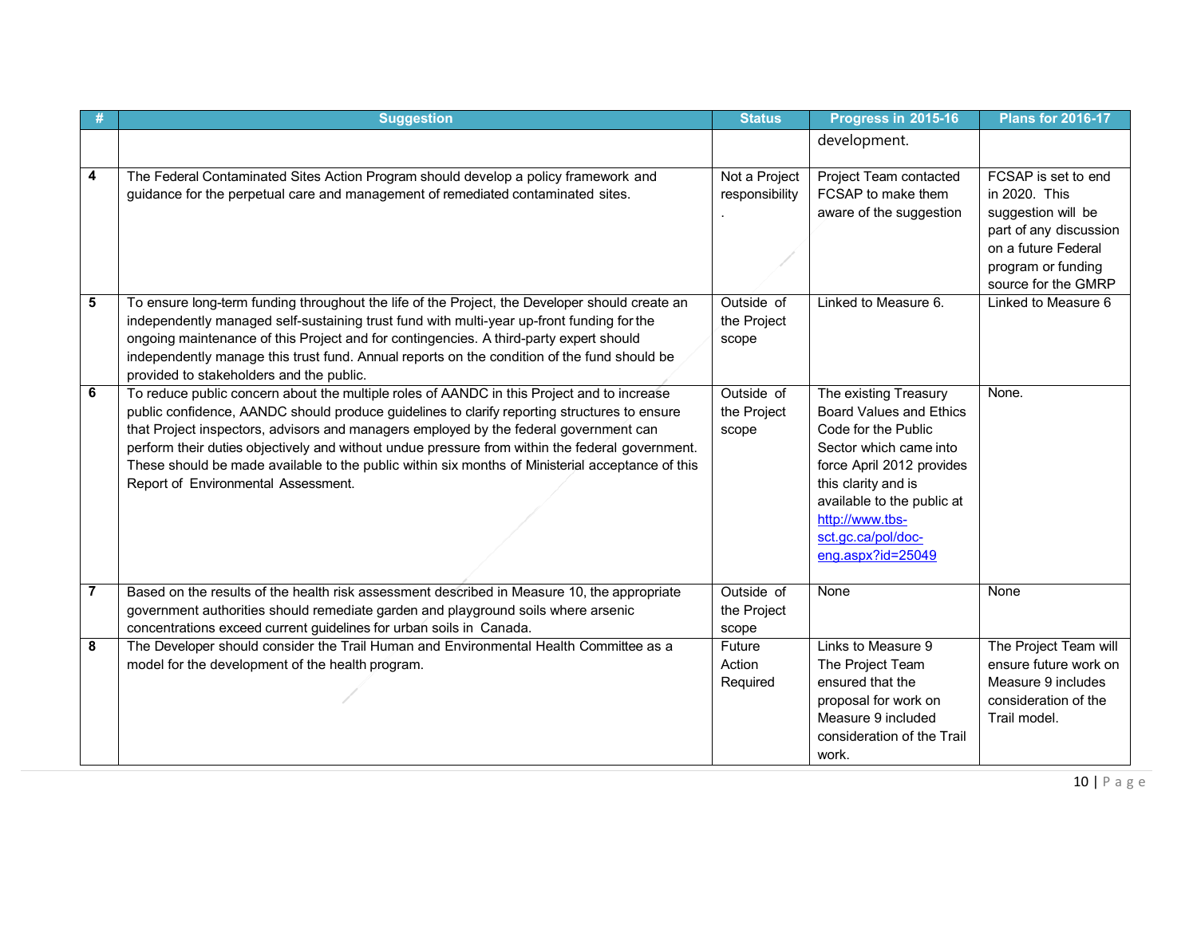| # | Suggestion | Status | Progress in 2015-16 | Plans for 2016-17 |
|---|---|---|---|---|
| | | | development. | |
| 4 | The Federal Contaminated Sites Action Program should develop a policy framework and guidance for the perpetual care and management of remediated contaminated sites. | Not a Project responsibility . | Project Team contacted FCSAP to make them aware of the suggestion | FCSAP is set to end in 2020. This suggestion will be part of any discussion on a future Federal program or funding source for the GMRP |
| 5 | To ensure long-term funding throughout the life of the Project, the Developer should create an independently managed self-sustaining trust fund with multi-year up-front funding for the ongoing maintenance of this Project and for contingencies. A third-party expert should independently manage this trust fund. Annual reports on the condition of the fund should be provided to stakeholders and the public. | Outside of the Project scope | Linked to Measure 6. | Linked to Measure 6 |
| 6 | To reduce public concern about the multiple roles of AANDC in this Project and to increase public confidence, AANDC should produce guidelines to clarify reporting structures to ensure that Project inspectors, advisors and managers employed by the federal government can perform their duties objectively and without undue pressure from within the federal government. These should be made available to the public within six months of Ministerial acceptance of this Report of Environmental Assessment. | Outside of the Project scope | The existing Treasury Board Values and Ethics Code for the Public Sector which came into force April 2012 provides this clarity and is available to the public at http://www.tbs-sct.gc.ca/pol/doc-eng.aspx?id=25049 | None. |
| 7 | Based on the results of the health risk assessment described in Measure 10, the appropriate government authorities should remediate garden and playground soils where arsenic concentrations exceed current guidelines for urban soils in Canada. | Outside of the Project scope | None | None |
| 8 | The Developer should consider the Trail Human and Environmental Health Committee as a model for the development of the health program. | Future Action Required | Links to Measure 9 The Project Team ensured that the proposal for work on Measure 9 included consideration of the Trail work. | The Project Team will ensure future work on Measure 9 includes consideration of the Trail model. |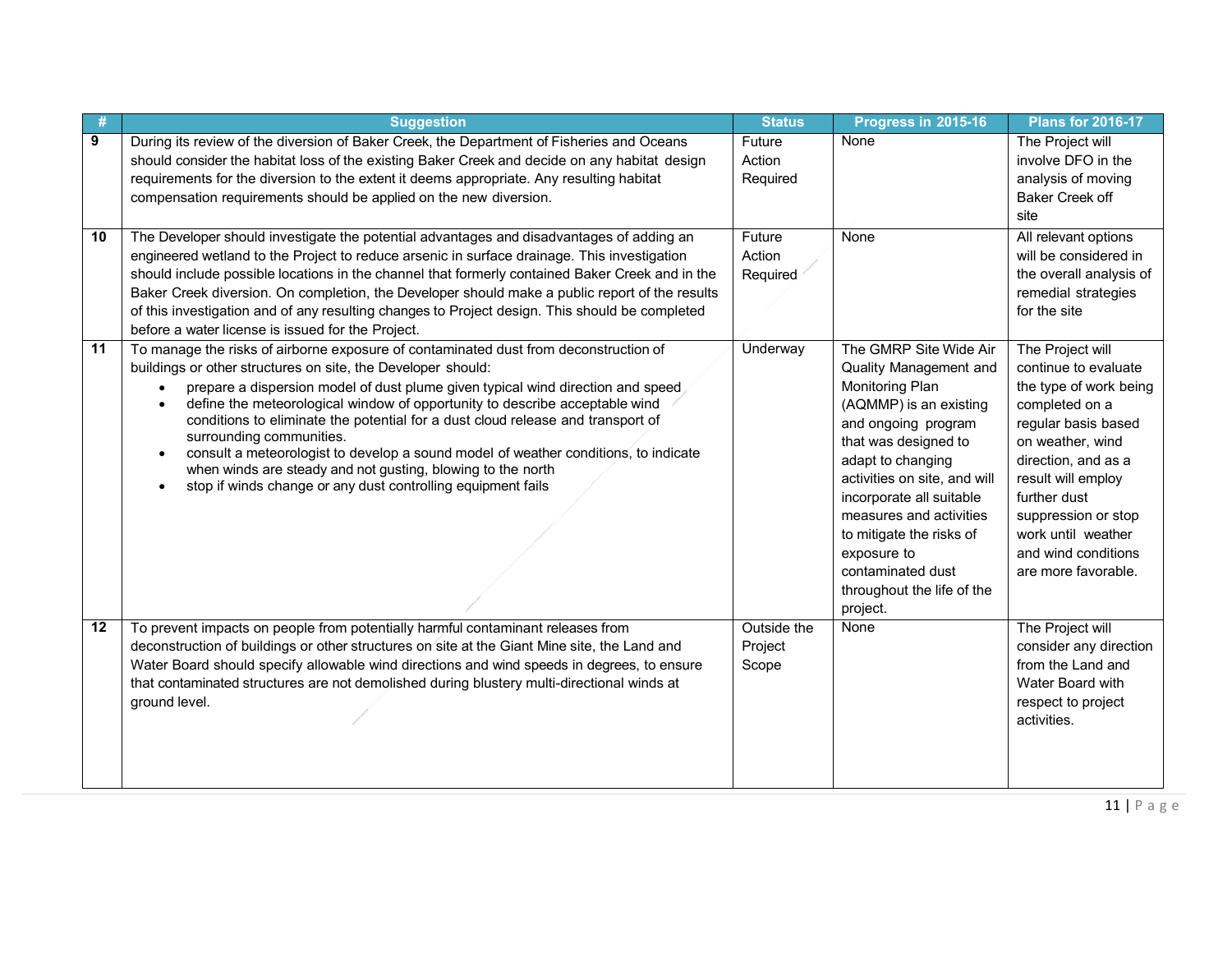| # | Suggestion | Status | Progress in 2015-16 | Plans for 2016-17 |
|---|---|---|---|---|
| 9 | During its review of the diversion of Baker Creek, the Department of Fisheries and Oceans should consider the habitat loss of the existing Baker Creek and decide on any habitat design requirements for the diversion to the extent it deems appropriate. Any resulting habitat compensation requirements should be applied on the new diversion. | Future Action Required | None | The Project will involve DFO in the analysis of moving Baker Creek off site |
| 10 | The Developer should investigate the potential advantages and disadvantages of adding an engineered wetland to the Project to reduce arsenic in surface drainage. This investigation should include possible locations in the channel that formerly contained Baker Creek and in the Baker Creek diversion. On completion, the Developer should make a public report of the results of this investigation and of any resulting changes to Project design. This should be completed before a water license is issued for the Project. | Future Action Required | None | All relevant options will be considered in the overall analysis of remedial strategies for the site |
| 11 | To manage the risks of airborne exposure of contaminated dust from deconstruction of buildings or other structures on site, the Developer should: <br>• prepare a dispersion model of dust plume given typical wind direction and speed <br>• define the meteorological window of opportunity to describe acceptable wind conditions to eliminate the potential for a dust cloud release and transport of surrounding communities. <br>• consult a meteorologist to develop a sound model of weather conditions, to indicate when winds are steady and not gusting, blowing to the north <br>• stop if winds change or any dust controlling equipment fails | Underway | The GMRP Site Wide Air Quality Management and Monitoring Plan (AQMMP) is an existing and ongoing program that was designed to adapt to changing activities on site, and will incorporate all suitable measures and activities to mitigate the risks of exposure to contaminated dust throughout the life of the project. | The Project will continue to evaluate the type of work being completed on a regular basis based on weather, wind direction, and as a result will employ further dust suppression or stop work until weather and wind conditions are more favorable. |
| 12 | To prevent impacts on people from potentially harmful contaminant releases from deconstruction of buildings or other structures on site at the Giant Mine site, the Land and Water Board should specify allowable wind directions and wind speeds in degrees, to ensure that contaminated structures are not demolished during blustery multi-directional winds at ground level. | Outside the Project Scope | None | The Project will consider any direction from the Land and Water Board with respect to project activities. |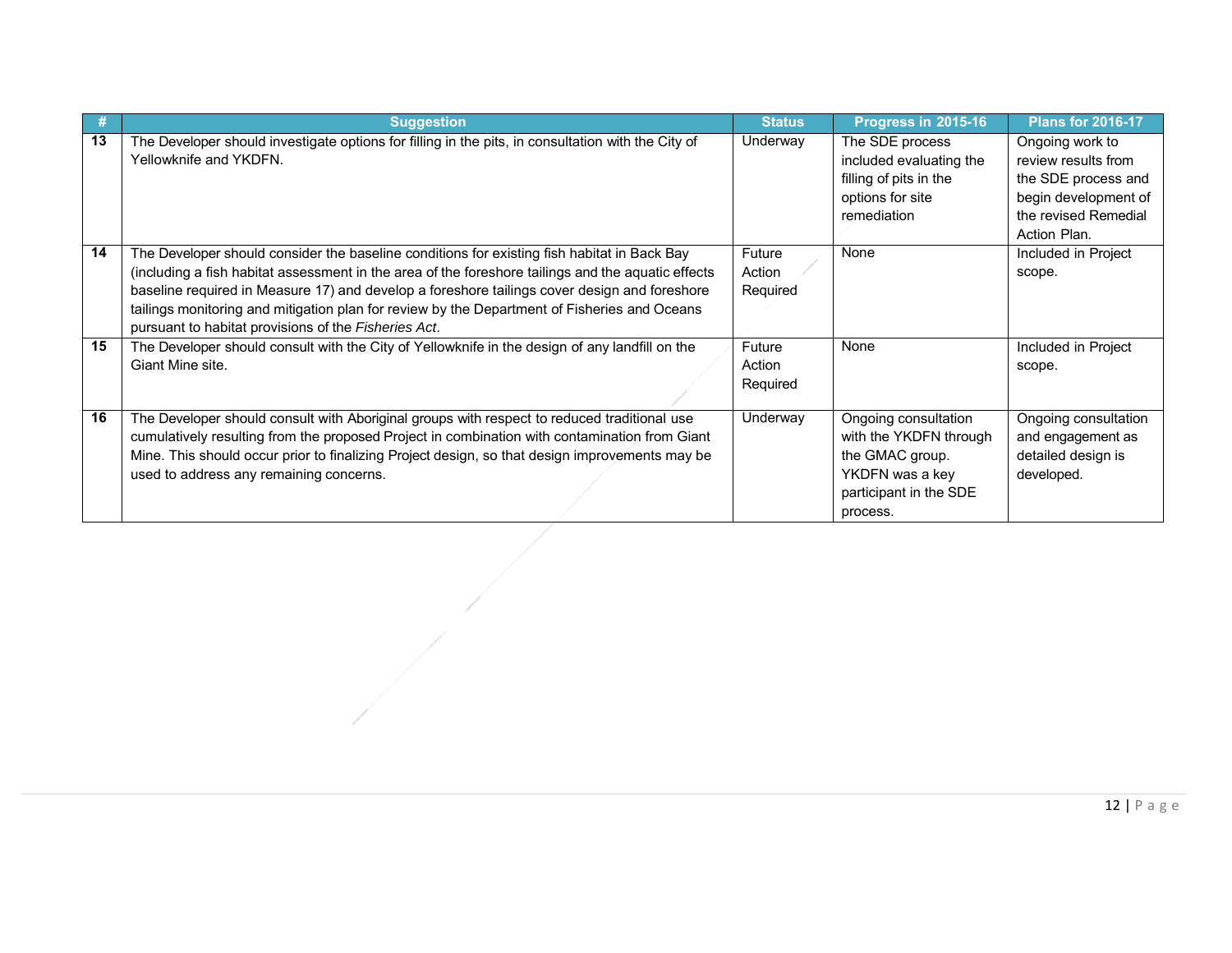| # | Suggestion | Status | Progress in 2015-16 | Plans for 2016-17 |
|---|---|---|---|---|
| **13** | The Developer should investigate options for filling in the pits, in consultation with the City of Yellowknife and YKDFN. | Underway | The SDE process included evaluating the filling of pits in the options for site remediation | Ongoing work to review results from the SDE process and begin development of the revised Remedial Action Plan. |
| **14** | The Developer should consider the baseline conditions for existing fish habitat in Back Bay (including a fish habitat assessment in the area of the foreshore tailings and the aquatic effects baseline required in Measure 17) and develop a foreshore tailings cover design and foreshore tailings monitoring and mitigation plan for review by the Department of Fisheries and Oceans pursuant to habitat provisions of the *Fisheries Act*. | Future Action Required | None | Included in Project scope. |
| **15** | The Developer should consult with the City of Yellowknife in the design of any landfill on the Giant Mine site. | Future Action Required | None | Included in Project scope. |
| **16** | The Developer should consult with Aboriginal groups with respect to reduced traditional use cumulatively resulting from the proposed Project in combination with contamination from Giant Mine. This should occur prior to finalizing Project design, so that design improvements may be used to address any remaining concerns. | Underway | Ongoing consultation with the YKDFN through the GMAC group. YKDFN was a key participant in the SDE process. | Ongoing consultation and engagement as detailed design is developed. |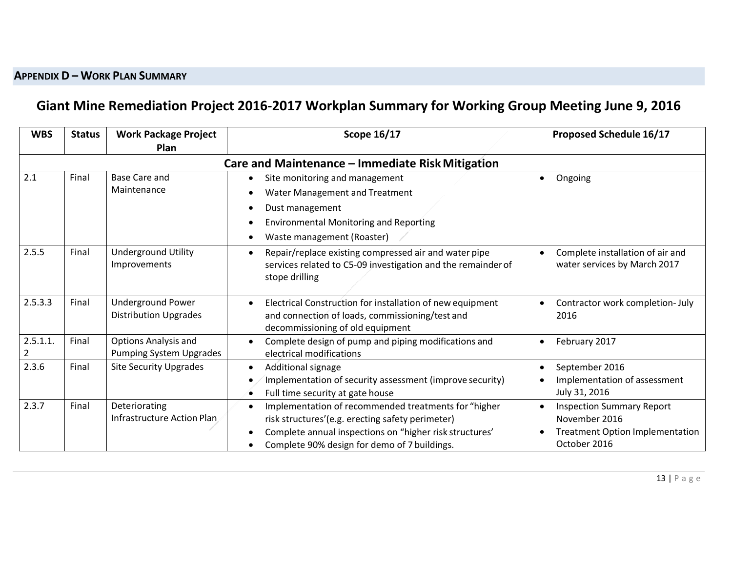## APPENDIX D – WORK PLAN SUMMARY

# Giant Mine Remediation Project 2016-2017 Workplan Summary for Working Group Meeting June 9, 2016

| WBS | Status | Work Package Project Plan | Scope 16/17 | Proposed Schedule 16/17 |
|---|---|---|---|---|
| **Care and Maintenance – Immediate Risk Mitigation** | | | | |
| 2.1 | Final | Base Care and Maintenance | • Site monitoring and management<br>• Water Management and Treatment<br>• Dust management<br>• Environmental Monitoring and Reporting<br>• Waste management (Roaster) | • Ongoing |
| 2.5.5 | Final | Underground Utility Improvements | • Repair/replace existing compressed air and water pipe services related to C5-09 investigation and the remainder of stope drilling | • Complete installation of air and water services by March 2017 |
| 2.5.3.3 | Final | Underground Power Distribution Upgrades | • Electrical Construction for installation of new equipment and connection of loads, commissioning/test and decommissioning of old equipment | • Contractor work completion- July 2016 |
| 2.5.1.1.2 | Final | Options Analysis and Pumping System Upgrades | • Complete design of pump and piping modifications and electrical modifications | • February 2017 |
| 2.3.6 | Final | Site Security Upgrades | • Additional signage<br>• Implementation of security assessment (improve security)<br>• Full time security at gate house | • September 2016<br>• Implementation of assessment July 31, 2016 |
| 2.3.7 | Final | Deteriorating Infrastructure Action Plan | • Implementation of recommended treatments for "higher risk structures'(e.g. erecting safety perimeter)<br>• Complete annual inspections on "higher risk structures'<br>• Complete 90% design for demo of 7 buildings. | • Inspection Summary Report November 2016<br>• Treatment Option Implementation October 2016 |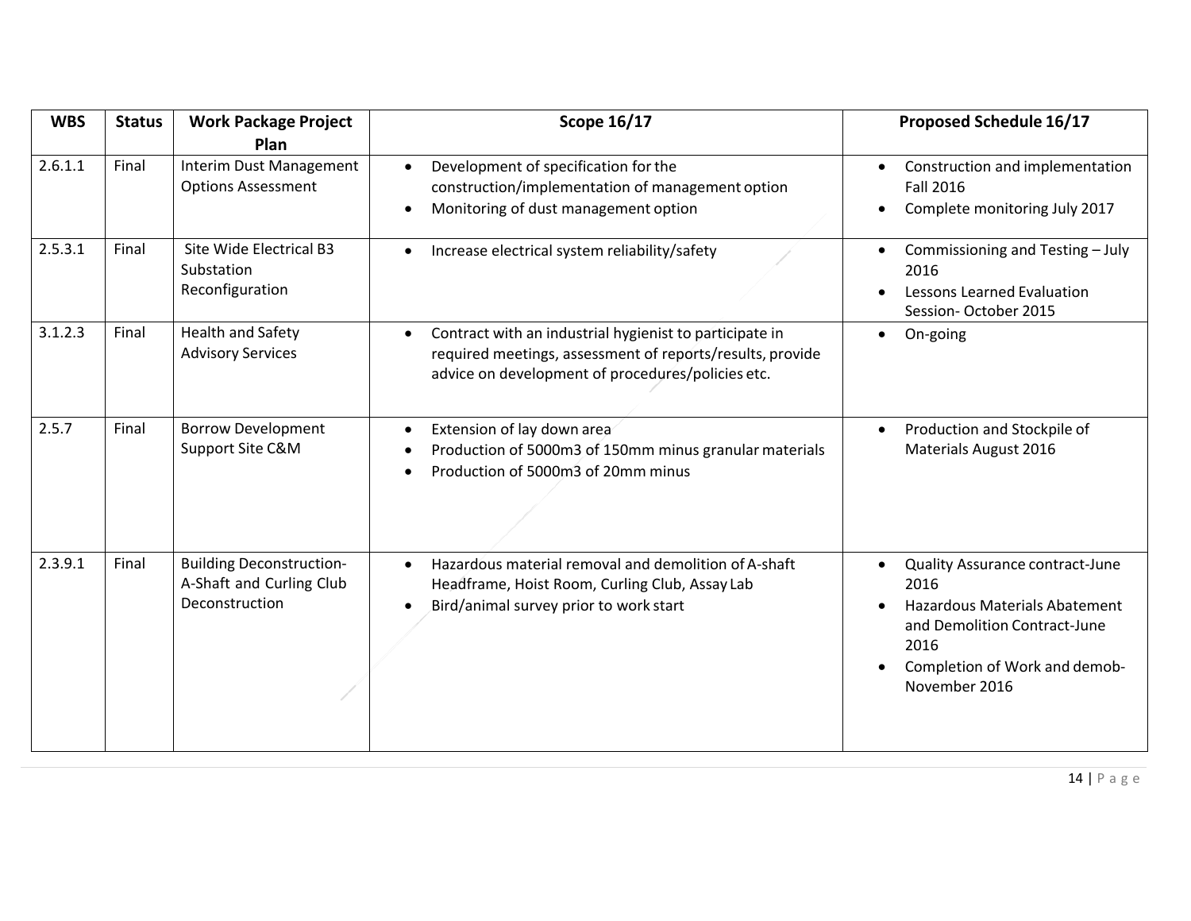| WBS | Status | Work Package Project Plan | Scope 16/17 | Proposed Schedule 16/17 |
|---|---|---|---|---|
| 2.6.1.1 | Final | Interim Dust Management Options Assessment | • Development of specification for the construction/implementation of management option<br>• Monitoring of dust management option | • Construction and implementation Fall 2016<br>• Complete monitoring July 2017 |
| 2.5.3.1 | Final | Site Wide Electrical B3 Substation Reconfiguration | • Increase electrical system reliability/safety | • Commissioning and Testing – July 2016<br>• Lessons Learned Evaluation Session- October 2015 |
| 3.1.2.3 | Final | Health and Safety Advisory Services | • Contract with an industrial hygienist to participate in required meetings, assessment of reports/results, provide advice on development of procedures/policies etc. | • On-going |
| 2.5.7 | Final | Borrow Development Support Site C&M | • Extension of lay down area<br>• Production of 5000m3 of 150mm minus granular materials<br>• Production of 5000m3 of 20mm minus | • Production and Stockpile of Materials August 2016 |
| 2.3.9.1 | Final | Building Deconstruction- A-Shaft and Curling Club Deconstruction | • Hazardous material removal and demolition of A-shaft Headframe, Hoist Room, Curling Club, Assay Lab<br>• Bird/animal survey prior to work start | • Quality Assurance contract-June 2016<br>• Hazardous Materials Abatement and Demolition Contract-June 2016<br>• Completion of Work and demob- November 2016 |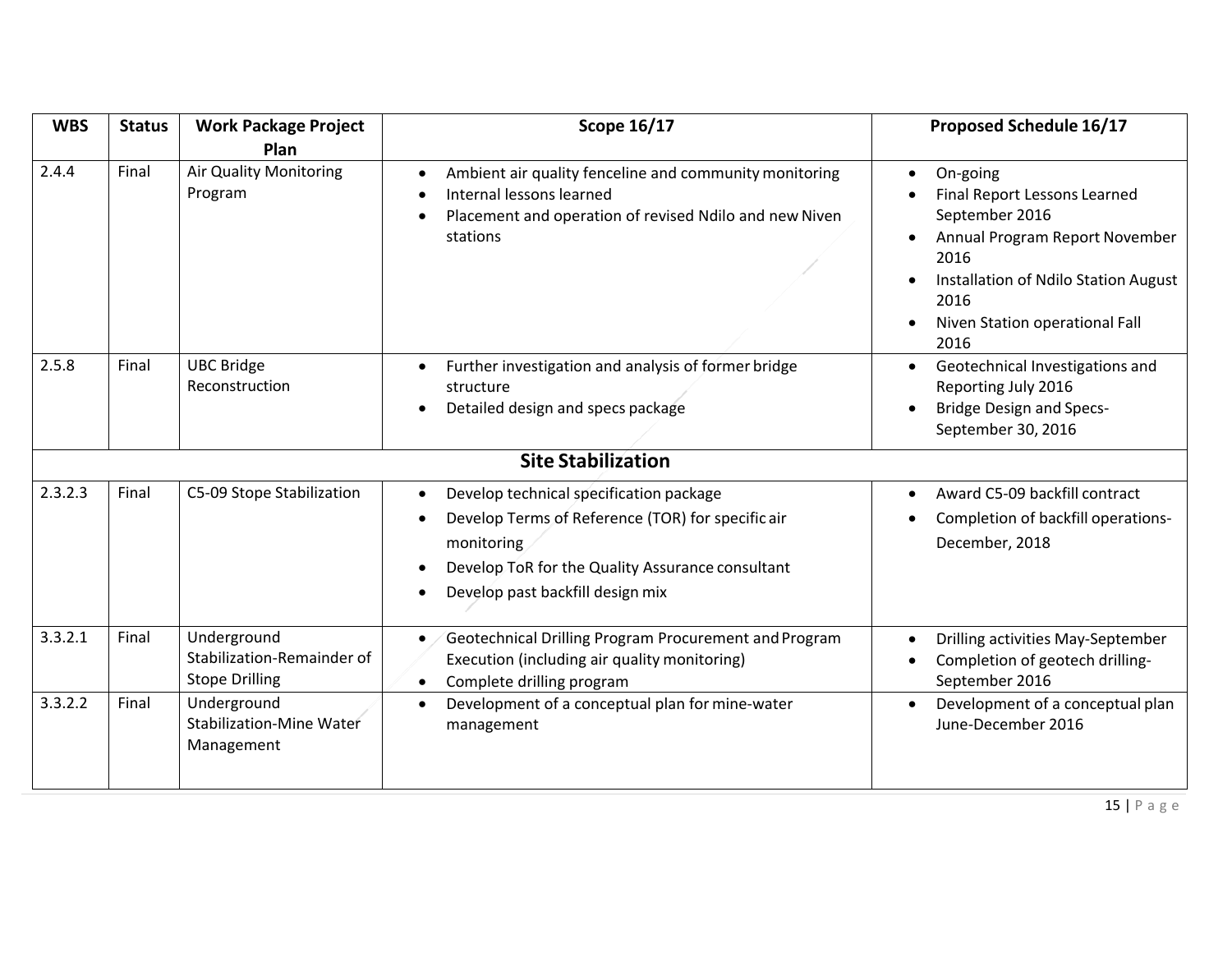| WBS | Status | Work Package Project Plan | Scope 16/17 | Proposed Schedule 16/17 |
|---|---|---|---|---|
| 2.4.4 | Final | Air Quality Monitoring Program | • Ambient air quality fenceline and community monitoring<br>• Internal lessons learned<br>• Placement and operation of revised Ndilo and new Niven stations | • On-going<br>• Final Report Lessons Learned September 2016<br>• Annual Program Report November 2016<br>• Installation of Ndilo Station August 2016<br>• Niven Station operational Fall 2016 |
| 2.5.8 | Final | UBC Bridge Reconstruction | • Further investigation and analysis of former bridge structure<br>• Detailed design and specs package | • Geotechnical Investigations and Reporting July 2016<br>• Bridge Design and Specs-September 30, 2016 |
| **Site Stabilization** | | | | |
| 2.3.2.3 | Final | C5-09 Stope Stabilization | • Develop technical specification package<br>• Develop Terms of Reference (TOR) for specific air monitoring<br>• Develop ToR for the Quality Assurance consultant<br>• Develop past backfill design mix | • Award C5-09 backfill contract<br>• Completion of backfill operations-December, 2018 |
| 3.3.2.1 | Final | Underground Stabilization-Remainder of Stope Drilling | • Geotechnical Drilling Program Procurement and Program Execution (including air quality monitoring)<br>• Complete drilling program | • Drilling activities May-September<br>• Completion of geotech drilling-September 2016 |
| 3.3.2.2 | Final | Underground Stabilization-Mine Water Management | • Development of a conceptual plan for mine-water management | • Development of a conceptual plan June-December 2016 |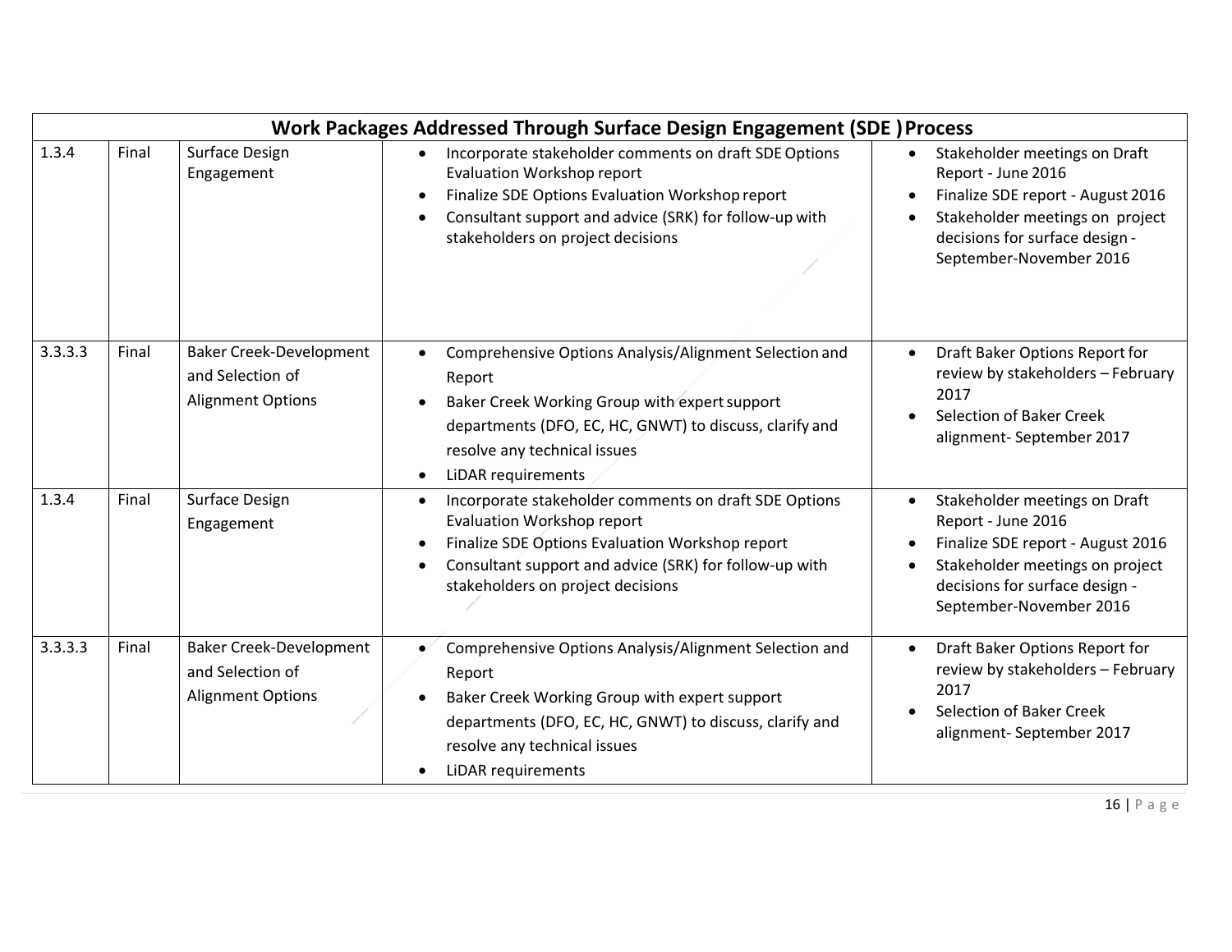| Work Packages Addressed Through Surface Design Engagement (SDE ) Process | | | | |
|---|---|---|---|---|
| 1.3.4 | Final | Surface Design Engagement | • Incorporate stakeholder comments on draft SDE Options Evaluation Workshop report<br>• Finalize SDE Options Evaluation Workshop report<br>• Consultant support and advice (SRK) for follow-up with stakeholders on project decisions | • Stakeholder meetings on Draft Report - June 2016<br>• Finalize SDE report - August 2016<br>• Stakeholder meetings on project decisions for surface design - September-November 2016 |
| 3.3.3.3 | Final | Baker Creek-Development and Selection of Alignment Options | • Comprehensive Options Analysis/Alignment Selection and Report<br>• Baker Creek Working Group with expert support departments (DFO, EC, HC, GNWT) to discuss, clarify and resolve any technical issues<br>• LiDAR requirements | • Draft Baker Options Report for review by stakeholders – February 2017<br>• Selection of Baker Creek alignment- September 2017 |
| 1.3.4 | Final | Surface Design Engagement | • Incorporate stakeholder comments on draft SDE Options Evaluation Workshop report<br>• Finalize SDE Options Evaluation Workshop report<br>• Consultant support and advice (SRK) for follow-up with stakeholders on project decisions | • Stakeholder meetings on Draft Report - June 2016<br>• Finalize SDE report - August 2016<br>• Stakeholder meetings on project decisions for surface design - September-November 2016 |
| 3.3.3.3 | Final | Baker Creek-Development and Selection of Alignment Options | • Comprehensive Options Analysis/Alignment Selection and Report<br>• Baker Creek Working Group with expert support departments (DFO, EC, HC, GNWT) to discuss, clarify and resolve any technical issues<br>• LiDAR requirements | • Draft Baker Options Report for review by stakeholders – February 2017<br>• Selection of Baker Creek alignment- September 2017 |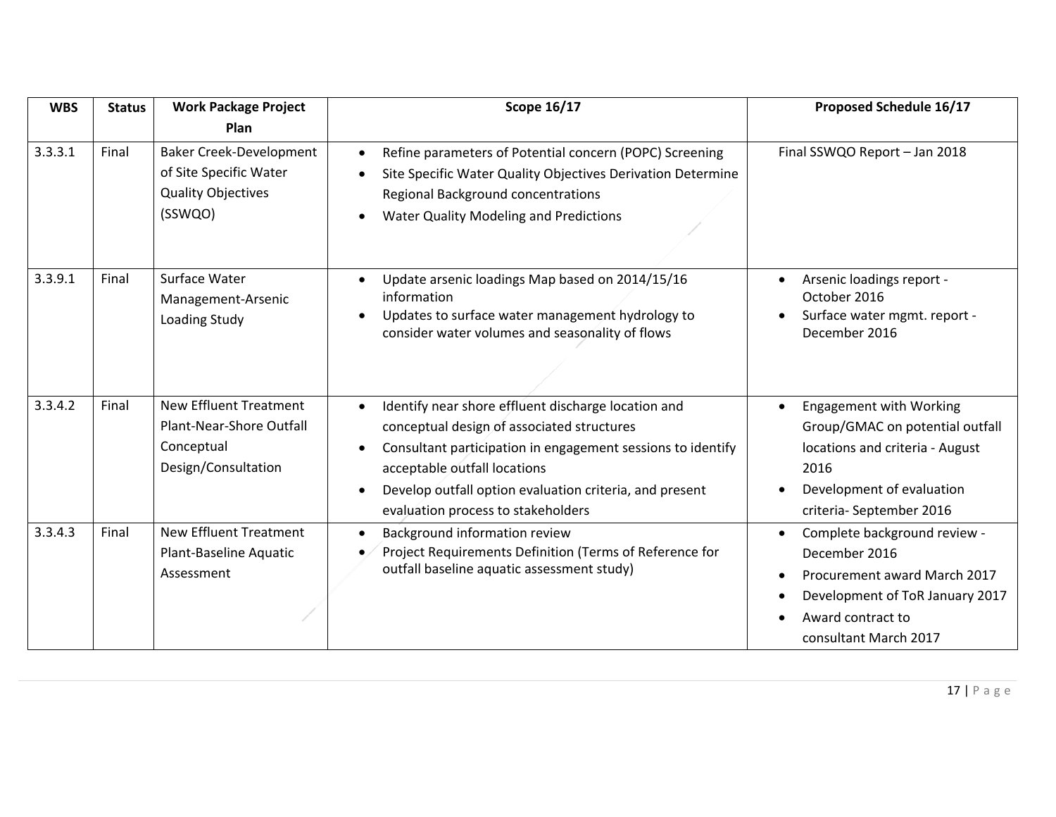| WBS | Status | Work Package Project Plan | Scope 16/17 | Proposed Schedule 16/17 |
|---|---|---|---|---|
| 3.3.3.1 | Final | Baker Creek-Development of Site Specific Water Quality Objectives (SSWQO) | • Refine parameters of Potential concern (POPC) Screening<br>• Site Specific Water Quality Objectives Derivation Determine Regional Background concentrations<br>• Water Quality Modeling and Predictions | Final SSWQO Report – Jan 2018 |
| 3.3.9.1 | Final | Surface Water Management-Arsenic Loading Study | • Update arsenic loadings Map based on 2014/15/16 information<br>• Updates to surface water management hydrology to consider water volumes and seasonality of flows | • Arsenic loadings report - October 2016<br>• Surface water mgmt. report - December 2016 |
| 3.3.4.2 | Final | New Effluent Treatment Plant-Near-Shore Outfall Conceptual Design/Consultation | • Identify near shore effluent discharge location and conceptual design of associated structures<br>• Consultant participation in engagement sessions to identify acceptable outfall locations<br>• Develop outfall option evaluation criteria, and present evaluation process to stakeholders | • Engagement with Working Group/GMAC on potential outfall locations and criteria - August 2016<br>• Development of evaluation criteria- September 2016 |
| 3.3.4.3 | Final | New Effluent Treatment Plant-Baseline Aquatic Assessment | • Background information review<br>• Project Requirements Definition (Terms of Reference for outfall baseline aquatic assessment study) | • Complete background review - December 2016<br>• Procurement award March 2017<br>• Development of ToR January 2017<br>• Award contract to consultant March 2017 |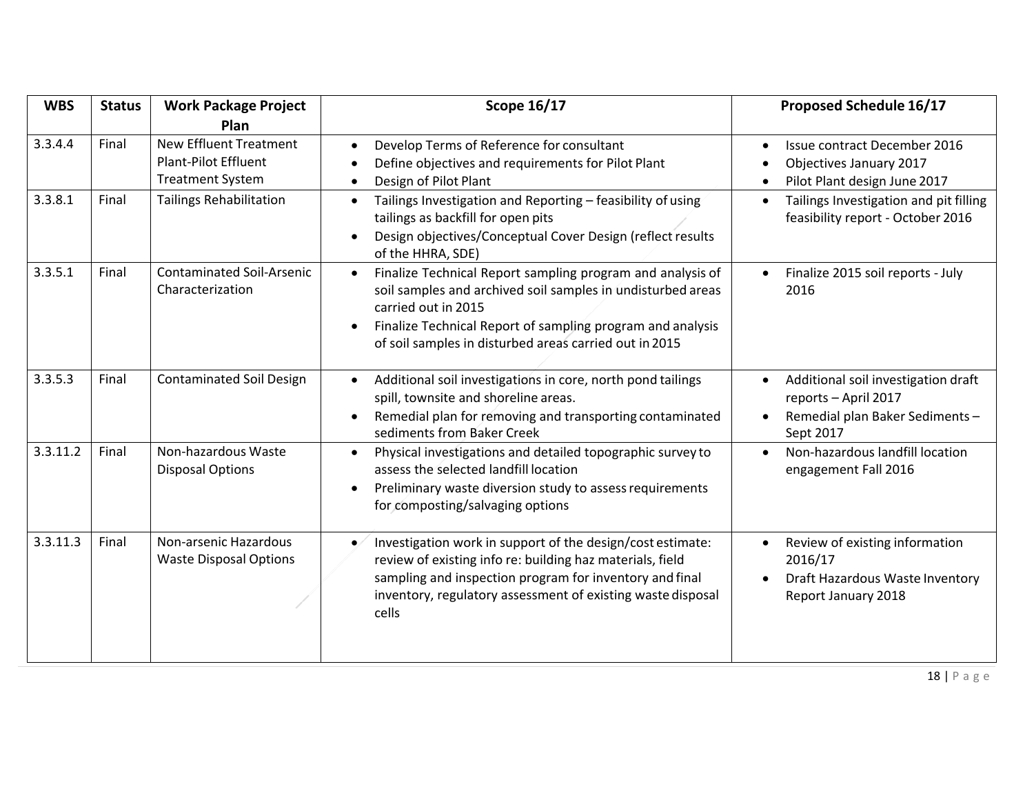| WBS | Status | Work Package Project Plan | Scope 16/17 | Proposed Schedule 16/17 |
|---|---|---|---|---|
| 3.3.4.4 | Final | New Effluent Treatment Plant-Pilot Effluent Treatment System | • Develop Terms of Reference for consultant<br>• Define objectives and requirements for Pilot Plant<br>• Design of Pilot Plant | • Issue contract December 2016<br>• Objectives January 2017<br>• Pilot Plant design June 2017 |
| 3.3.8.1 | Final | Tailings Rehabilitation | • Tailings Investigation and Reporting – feasibility of using tailings as backfill for open pits<br>• Design objectives/Conceptual Cover Design (reflect results of the HHRA, SDE) | • Tailings Investigation and pit filling feasibility report - October 2016 |
| 3.3.5.1 | Final | Contaminated Soil-Arsenic Characterization | • Finalize Technical Report sampling program and analysis of soil samples and archived soil samples in undisturbed areas carried out in 2015<br>• Finalize Technical Report of sampling program and analysis of soil samples in disturbed areas carried out in 2015 | • Finalize 2015 soil reports - July 2016 |
| 3.3.5.3 | Final | Contaminated Soil Design | • Additional soil investigations in core, north pond tailings spill, townsite and shoreline areas.<br>• Remedial plan for removing and transporting contaminated sediments from Baker Creek | • Additional soil investigation draft reports – April 2017<br>• Remedial plan Baker Sediments – Sept 2017 |
| 3.3.11.2 | Final | Non-hazardous Waste Disposal Options | • Physical investigations and detailed topographic survey to assess the selected landfill location<br>• Preliminary waste diversion study to assess requirements for composting/salvaging options | • Non-hazardous landfill location engagement Fall 2016 |
| 3.3.11.3 | Final | Non-arsenic Hazardous Waste Disposal Options | • Investigation work in support of the design/cost estimate: review of existing info re: building haz materials, field sampling and inspection program for inventory and final inventory, regulatory assessment of existing waste disposal cells | • Review of existing information 2016/17<br>• Draft Hazardous Waste Inventory Report January 2018 |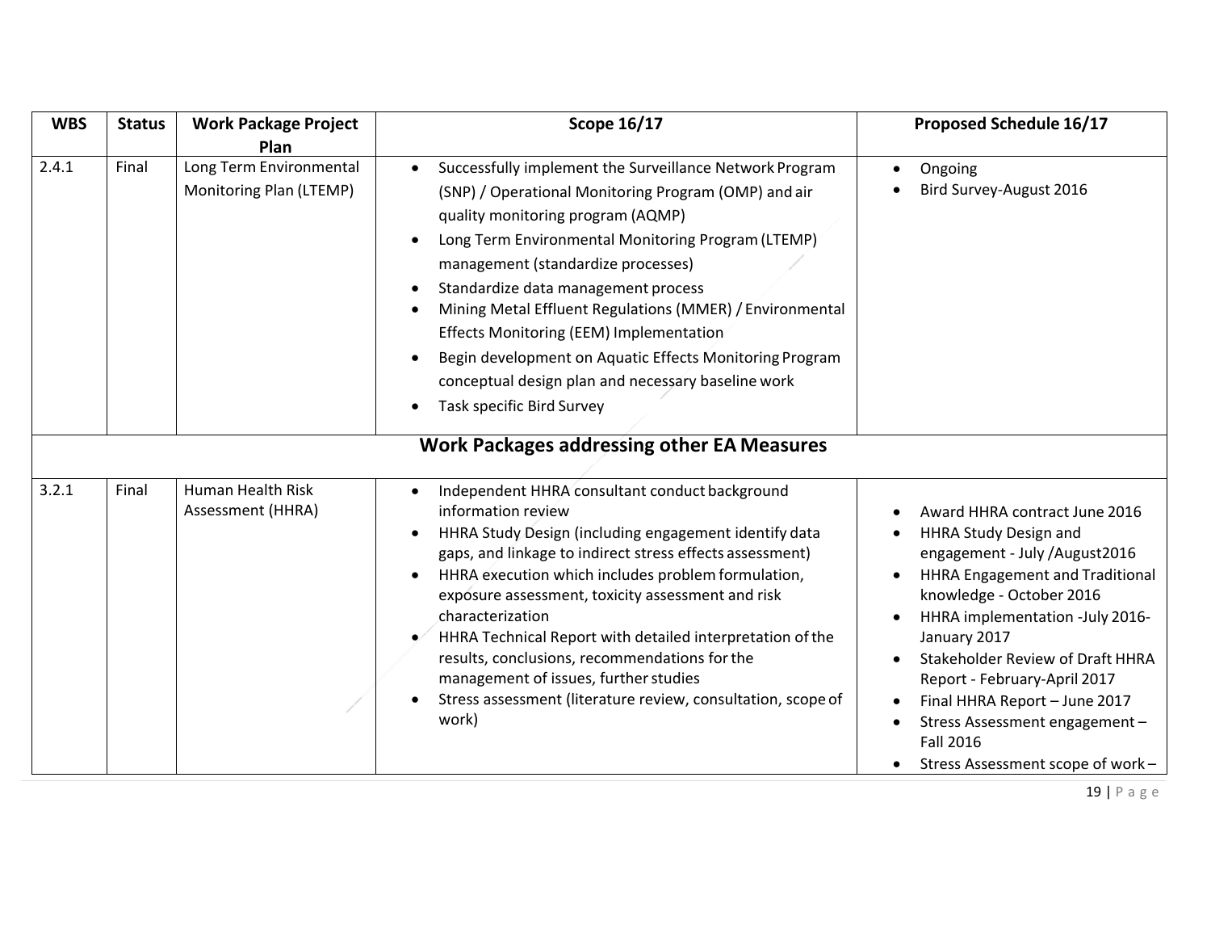| WBS | Status | Work Package Project Plan | Scope 16/17 | Proposed Schedule 16/17 |
|---|---|---|---|---|
| 2.4.1 | Final | Long Term Environmental Monitoring Plan (LTEMP) | • Successfully implement the Surveillance Network Program (SNP) / Operational Monitoring Program (OMP) and air quality monitoring program (AQMP)<br>• Long Term Environmental Monitoring Program (LTEMP) management (standardize processes)<br>• Standardize data management process<br>• Mining Metal Effluent Regulations (MMER) / Environmental Effects Monitoring (EEM) Implementation<br>• Begin development on Aquatic Effects Monitoring Program conceptual design plan and necessary baseline work<br>• Task specific Bird Survey | • Ongoing<br>• Bird Survey-August 2016 |
| **Work Packages addressing other EA Measures** | | | | |
| 3.2.1 | Final | Human Health Risk Assessment (HHRA) | • Independent HHRA consultant conduct background information review<br>• HHRA Study Design (including engagement identify data gaps, and linkage to indirect stress effects assessment)<br>• HHRA execution which includes problem formulation, exposure assessment, toxicity assessment and risk characterization<br>• HHRA Technical Report with detailed interpretation of the results, conclusions, recommendations for the management of issues, further studies<br>• Stress assessment (literature review, consultation, scope of work) | • Award HHRA contract June 2016<br>• HHRA Study Design and engagement - July /August2016<br>• HHRA Engagement and Traditional knowledge - October 2016<br>• HHRA implementation -July 2016-January 2017<br>• Stakeholder Review of Draft HHRA Report - February-April 2017<br>• Final HHRA Report – June 2017<br>• Stress Assessment engagement – Fall 2016<br>• Stress Assessment scope of work – |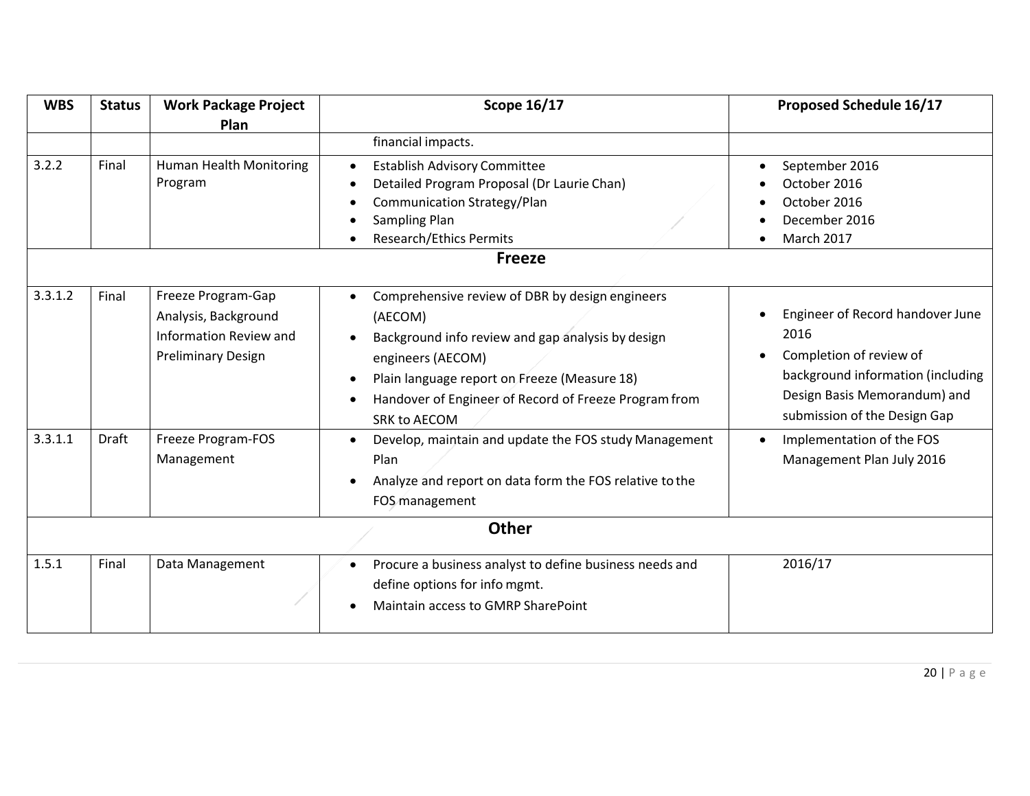| WBS | Status | Work Package Project Plan | Scope 16/17 | Proposed Schedule 16/17 |
| --- | --- | --- | --- | --- |
| | | | financial impacts. | |
| 3.2.2 | Final | Human Health Monitoring Program | • Establish Advisory Committee<br>• Detailed Program Proposal (Dr Laurie Chan)<br>• Communication Strategy/Plan<br>• Sampling Plan<br>• Research/Ethics Permits | • September 2016<br>• October 2016<br>• October 2016<br>• December 2016<br>• March 2017 |
| | | | **Freeze** | |
| 3.3.1.2 | Final | Freeze Program-Gap Analysis, Background Information Review and Preliminary Design | • Comprehensive review of DBR by design engineers (AECOM)<br>• Background info review and gap analysis by design engineers (AECOM)<br>• Plain language report on Freeze (Measure 18)<br>• Handover of Engineer of Record of Freeze Program from SRK to AECOM | • Engineer of Record handover June 2016<br>• Completion of review of background information (including Design Basis Memorandum) and submission of the Design Gap |
| 3.3.1.1 | Draft | Freeze Program-FOS Management | • Develop, maintain and update the FOS study Management Plan<br>• Analyze and report on data form the FOS relative to the FOS management | • Implementation of the FOS Management Plan July 2016 |
| | | | **Other** | |
| 1.5.1 | Final | Data Management | • Procure a business analyst to define business needs and define options for info mgmt.<br>• Maintain access to GMRP SharePoint | 2016/17 |